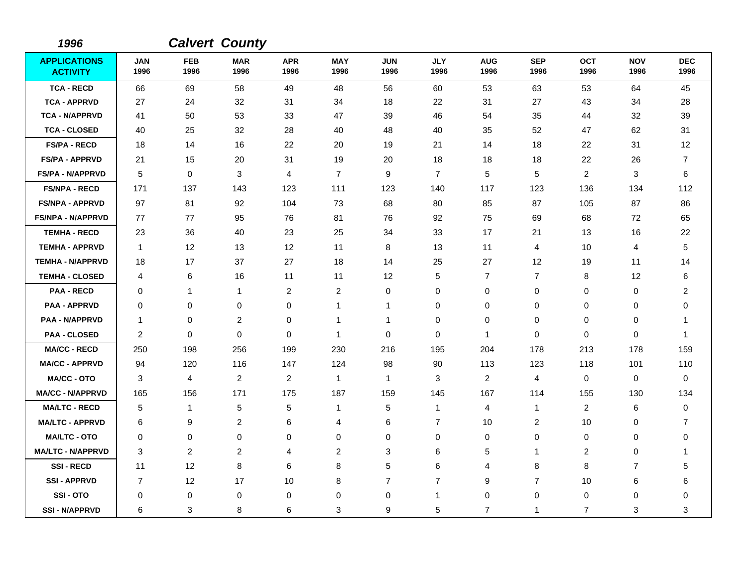*1996* ***Calvert County***

| APPLICATIONS ACTIVITY | JAN 1996 | FEB 1996 | MAR 1996 | APR 1996 | MAY 1996 | JUN 1996 | JLY 1996 | AUG 1996 | SEP 1996 | OCT 1996 | NOV 1996 | DEC 1996 |
|---|---|---|---|---|---|---|---|---|---|---|---|---|
| TCA - RECD | 66 | 69 | 58 | 49 | 48 | 56 | 60 | 53 | 63 | 53 | 64 | 45 |
| TCA - APPRVD | 27 | 24 | 32 | 31 | 34 | 18 | 22 | 31 | 27 | 43 | 34 | 28 |
| TCA - N/APPRVD | 41 | 50 | 53 | 33 | 47 | 39 | 46 | 54 | 35 | 44 | 32 | 39 |
| TCA - CLOSED | 40 | 25 | 32 | 28 | 40 | 48 | 40 | 35 | 52 | 47 | 62 | 31 |
| FS/PA - RECD | 18 | 14 | 16 | 22 | 20 | 19 | 21 | 14 | 18 | 22 | 31 | 12 |
| FS/PA - APPRVD | 21 | 15 | 20 | 31 | 19 | 20 | 18 | 18 | 18 | 22 | 26 | 7 |
| FS/PA - N/APPRVD | 5 | 0 | 3 | 4 | 7 | 9 | 7 | 5 | 5 | 2 | 3 | 6 |
| FS/NPA - RECD | 171 | 137 | 143 | 123 | 111 | 123 | 140 | 117 | 123 | 136 | 134 | 112 |
| FS/NPA - APPRVD | 97 | 81 | 92 | 104 | 73 | 68 | 80 | 85 | 87 | 105 | 87 | 86 |
| FS/NPA - N/APPRVD | 77 | 77 | 95 | 76 | 81 | 76 | 92 | 75 | 69 | 68 | 72 | 65 |
| TEMHA - RECD | 23 | 36 | 40 | 23 | 25 | 34 | 33 | 17 | 21 | 13 | 16 | 22 |
| TEMHA - APPRVD | 1 | 12 | 13 | 12 | 11 | 8 | 13 | 11 | 4 | 10 | 4 | 5 |
| TEMHA - N/APPRVD | 18 | 17 | 37 | 27 | 18 | 14 | 25 | 27 | 12 | 19 | 11 | 14 |
| TEMHA - CLOSED | 4 | 6 | 16 | 11 | 11 | 12 | 5 | 7 | 7 | 8 | 12 | 6 |
| PAA - RECD | 0 | 1 | 1 | 2 | 2 | 0 | 0 | 0 | 0 | 0 | 0 | 2 |
| PAA - APPRVD | 0 | 0 | 0 | 0 | 1 | 1 | 0 | 0 | 0 | 0 | 0 | 0 |
| PAA - N/APPRVD | 1 | 0 | 2 | 0 | 1 | 1 | 0 | 0 | 0 | 0 | 0 | 1 |
| PAA - CLOSED | 2 | 0 | 0 | 0 | 1 | 0 | 0 | 1 | 0 | 0 | 0 | 1 |
| MA/CC - RECD | 250 | 198 | 256 | 199 | 230 | 216 | 195 | 204 | 178 | 213 | 178 | 159 |
| MA/CC - APPRVD | 94 | 120 | 116 | 147 | 124 | 98 | 90 | 113 | 123 | 118 | 101 | 110 |
| MA/CC - OTO | 3 | 4 | 2 | 2 | 1 | 1 | 3 | 2 | 4 | 0 | 0 | 0 |
| MA/CC - N/APPRVD | 165 | 156 | 171 | 175 | 187 | 159 | 145 | 167 | 114 | 155 | 130 | 134 |
| MA/LTC - RECD | 5 | 1 | 5 | 5 | 1 | 5 | 1 | 4 | 1 | 2 | 6 | 0 |
| MA/LTC - APPRVD | 6 | 9 | 2 | 6 | 4 | 6 | 7 | 10 | 2 | 10 | 0 | 7 |
| MA/LTC - OTO | 0 | 0 | 0 | 0 | 0 | 0 | 0 | 0 | 0 | 0 | 0 | 0 |
| MA/LTC - N/APPRVD | 3 | 2 | 2 | 4 | 2 | 3 | 6 | 5 | 1 | 2 | 0 | 1 |
| SSI - RECD | 11 | 12 | 8 | 6 | 8 | 5 | 6 | 4 | 8 | 8 | 7 | 5 |
| SSI - APPRVD | 7 | 12 | 17 | 10 | 8 | 7 | 7 | 9 | 7 | 10 | 6 | 6 |
| SSI - OTO | 0 | 0 | 0 | 0 | 0 | 0 | 1 | 0 | 0 | 0 | 0 | 0 |
| SSI - N/APPRVD | 6 | 3 | 8 | 6 | 3 | 9 | 5 | 7 | 1 | 7 | 3 | 3 |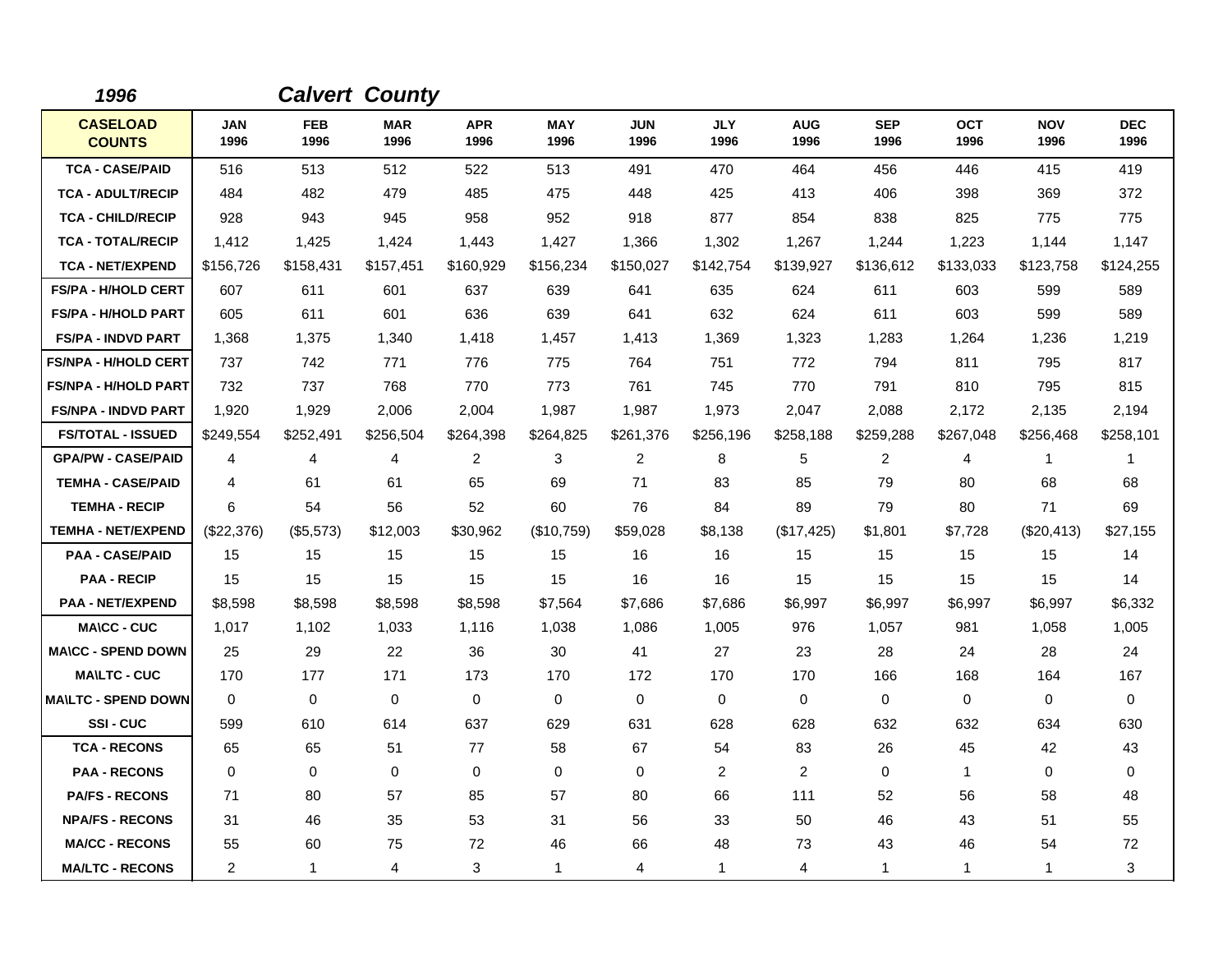*1996* *Calvert County*

| CASELOAD COUNTS | JAN 1996 | FEB 1996 | MAR 1996 | APR 1996 | MAY 1996 | JUN 1996 | JLY 1996 | AUG 1996 | SEP 1996 | OCT 1996 | NOV 1996 | DEC 1996 |
|---|---|---|---|---|---|---|---|---|---|---|---|---|
| TCA - CASE/PAID | 516 | 513 | 512 | 522 | 513 | 491 | 470 | 464 | 456 | 446 | 415 | 419 |
| TCA - ADULT/RECIP | 484 | 482 | 479 | 485 | 475 | 448 | 425 | 413 | 406 | 398 | 369 | 372 |
| TCA - CHILD/RECIP | 928 | 943 | 945 | 958 | 952 | 918 | 877 | 854 | 838 | 825 | 775 | 775 |
| TCA - TOTAL/RECIP | 1,412 | 1,425 | 1,424 | 1,443 | 1,427 | 1,366 | 1,302 | 1,267 | 1,244 | 1,223 | 1,144 | 1,147 |
| TCA - NET/EXPEND | $156,726 | $158,431 | $157,451 | $160,929 | $156,234 | $150,027 | $142,754 | $139,927 | $136,612 | $133,033 | $123,758 | $124,255 |
| FS/PA - H/HOLD CERT | 607 | 611 | 601 | 637 | 639 | 641 | 635 | 624 | 611 | 603 | 599 | 589 |
| FS/PA - H/HOLD PART | 605 | 611 | 601 | 636 | 639 | 641 | 632 | 624 | 611 | 603 | 599 | 589 |
| FS/PA - INDVD PART | 1,368 | 1,375 | 1,340 | 1,418 | 1,457 | 1,413 | 1,369 | 1,323 | 1,283 | 1,264 | 1,236 | 1,219 |
| FS/NPA - H/HOLD CERT | 737 | 742 | 771 | 776 | 775 | 764 | 751 | 772 | 794 | 811 | 795 | 817 |
| FS/NPA - H/HOLD PART | 732 | 737 | 768 | 770 | 773 | 761 | 745 | 770 | 791 | 810 | 795 | 815 |
| FS/NPA - INDVD PART | 1,920 | 1,929 | 2,006 | 2,004 | 1,987 | 1,987 | 1,973 | 2,047 | 2,088 | 2,172 | 2,135 | 2,194 |
| FS/TOTAL - ISSUED | $249,554 | $252,491 | $256,504 | $264,398 | $264,825 | $261,376 | $256,196 | $258,188 | $259,288 | $267,048 | $256,468 | $258,101 |
| GPA/PW - CASE/PAID | 4 | 4 | 4 | 2 | 3 | 2 | 8 | 5 | 2 | 4 | 1 | 1 |
| TEMHA - CASE/PAID | 4 | 61 | 61 | 65 | 69 | 71 | 83 | 85 | 79 | 80 | 68 | 68 |
| TEMHA - RECIP | 6 | 54 | 56 | 52 | 60 | 76 | 84 | 89 | 79 | 80 | 71 | 69 |
| TEMHA - NET/EXPEND | ($22,376) | ($5,573) | $12,003 | $30,962 | ($10,759) | $59,028 | $8,138 | ($17,425) | $1,801 | $7,728 | ($20,413) | $27,155 |
| PAA - CASE/PAID | 15 | 15 | 15 | 15 | 15 | 16 | 16 | 15 | 15 | 15 | 15 | 14 |
| PAA - RECIP | 15 | 15 | 15 | 15 | 15 | 16 | 16 | 15 | 15 | 15 | 15 | 14 |
| PAA - NET/EXPEND | $8,598 | $8,598 | $8,598 | $8,598 | $7,564 | $7,686 | $7,686 | $6,997 | $6,997 | $6,997 | $6,997 | $6,332 |
| MA\CC - CUC | 1,017 | 1,102 | 1,033 | 1,116 | 1,038 | 1,086 | 1,005 | 976 | 1,057 | 981 | 1,058 | 1,005 |
| MA\CC - SPEND DOWN | 25 | 29 | 22 | 36 | 30 | 41 | 27 | 23 | 28 | 24 | 28 | 24 |
| MA\LTC - CUC | 170 | 177 | 171 | 173 | 170 | 172 | 170 | 170 | 166 | 168 | 164 | 167 |
| MA\LTC - SPEND DOWN | 0 | 0 | 0 | 0 | 0 | 0 | 0 | 0 | 0 | 0 | 0 | 0 |
| SSI - CUC | 599 | 610 | 614 | 637 | 629 | 631 | 628 | 628 | 632 | 632 | 634 | 630 |
| TCA - RECONS | 65 | 65 | 51 | 77 | 58 | 67 | 54 | 83 | 26 | 45 | 42 | 43 |
| PAA - RECONS | 0 | 0 | 0 | 0 | 0 | 0 | 2 | 2 | 0 | 1 | 0 | 0 |
| PA/FS - RECONS | 71 | 80 | 57 | 85 | 57 | 80 | 66 | 111 | 52 | 56 | 58 | 48 |
| NPA/FS - RECONS | 31 | 46 | 35 | 53 | 31 | 56 | 33 | 50 | 46 | 43 | 51 | 55 |
| MA/CC - RECONS | 55 | 60 | 75 | 72 | 46 | 66 | 48 | 73 | 43 | 46 | 54 | 72 |
| MA/LTC - RECONS | 2 | 1 | 4 | 3 | 1 | 4 | 1 | 4 | 1 | 1 | 1 | 3 |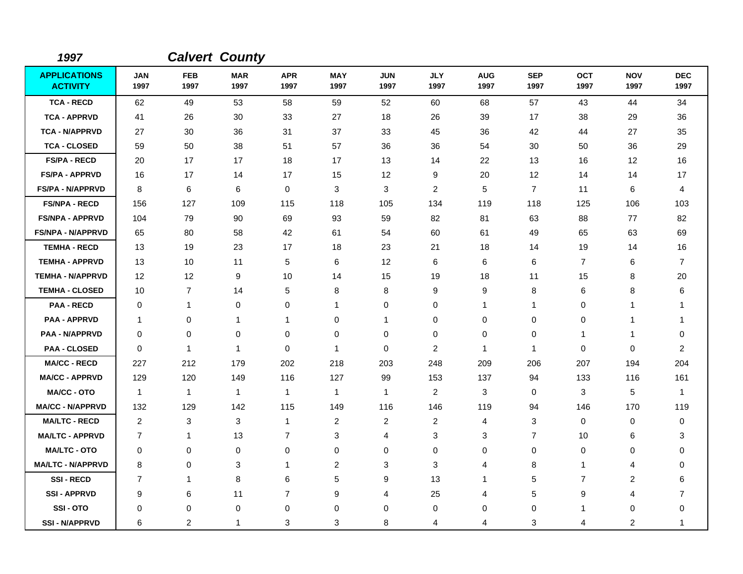**1997** **Calvert County**

| APPLICATIONS ACTIVITY | JAN 1997 | FEB 1997 | MAR 1997 | APR 1997 | MAY 1997 | JUN 1997 | JLY 1997 | AUG 1997 | SEP 1997 | OCT 1997 | NOV 1997 | DEC 1997 |
|---|---|---|---|---|---|---|---|---|---|---|---|---|
| TCA - RECD | 62 | 49 | 53 | 58 | 59 | 52 | 60 | 68 | 57 | 43 | 44 | 34 |
| TCA - APPRVD | 41 | 26 | 30 | 33 | 27 | 18 | 26 | 39 | 17 | 38 | 29 | 36 |
| TCA - N/APPRVD | 27 | 30 | 36 | 31 | 37 | 33 | 45 | 36 | 42 | 44 | 27 | 35 |
| TCA - CLOSED | 59 | 50 | 38 | 51 | 57 | 36 | 36 | 54 | 30 | 50 | 36 | 29 |
| FS/PA - RECD | 20 | 17 | 17 | 18 | 17 | 13 | 14 | 22 | 13 | 16 | 12 | 16 |
| FS/PA - APPRVD | 16 | 17 | 14 | 17 | 15 | 12 | 9 | 20 | 12 | 14 | 14 | 17 |
| FS/PA - N/APPRVD | 8 | 6 | 6 | 0 | 3 | 3 | 2 | 5 | 7 | 11 | 6 | 4 |
| FS/NPA - RECD | 156 | 127 | 109 | 115 | 118 | 105 | 134 | 119 | 118 | 125 | 106 | 103 |
| FS/NPA - APPRVD | 104 | 79 | 90 | 69 | 93 | 59 | 82 | 81 | 63 | 88 | 77 | 82 |
| FS/NPA - N/APPRVD | 65 | 80 | 58 | 42 | 61 | 54 | 60 | 61 | 49 | 65 | 63 | 69 |
| TEMHA - RECD | 13 | 19 | 23 | 17 | 18 | 23 | 21 | 18 | 14 | 19 | 14 | 16 |
| TEMHA - APPRVD | 13 | 10 | 11 | 5 | 6 | 12 | 6 | 6 | 6 | 7 | 6 | 7 |
| TEMHA - N/APPRVD | 12 | 12 | 9 | 10 | 14 | 15 | 19 | 18 | 11 | 15 | 8 | 20 |
| TEMHA - CLOSED | 10 | 7 | 14 | 5 | 8 | 8 | 9 | 9 | 8 | 6 | 8 | 6 |
| PAA - RECD | 0 | 1 | 0 | 0 | 1 | 0 | 0 | 1 | 1 | 0 | 1 | 1 |
| PAA - APPRVD | 1 | 0 | 1 | 1 | 0 | 1 | 0 | 0 | 0 | 0 | 1 | 1 |
| PAA - N/APPRVD | 0 | 0 | 0 | 0 | 0 | 0 | 0 | 0 | 0 | 1 | 1 | 0 |
| PAA - CLOSED | 0 | 1 | 1 | 0 | 1 | 0 | 2 | 1 | 1 | 0 | 0 | 2 |
| MA/CC - RECD | 227 | 212 | 179 | 202 | 218 | 203 | 248 | 209 | 206 | 207 | 194 | 204 |
| MA/CC - APPRVD | 129 | 120 | 149 | 116 | 127 | 99 | 153 | 137 | 94 | 133 | 116 | 161 |
| MA/CC - OTO | 1 | 1 | 1 | 1 | 1 | 1 | 2 | 3 | 0 | 3 | 5 | 1 |
| MA/CC - N/APPRVD | 132 | 129 | 142 | 115 | 149 | 116 | 146 | 119 | 94 | 146 | 170 | 119 |
| MA/LTC - RECD | 2 | 3 | 3 | 1 | 2 | 2 | 2 | 4 | 3 | 0 | 0 | 0 |
| MA/LTC - APPRVD | 7 | 1 | 13 | 7 | 3 | 4 | 3 | 3 | 7 | 10 | 6 | 3 |
| MA/LTC - OTO | 0 | 0 | 0 | 0 | 0 | 0 | 0 | 0 | 0 | 0 | 0 | 0 |
| MA/LTC - N/APPRVD | 8 | 0 | 3 | 1 | 2 | 3 | 3 | 4 | 8 | 1 | 4 | 0 |
| SSI - RECD | 7 | 1 | 8 | 6 | 5 | 9 | 13 | 1 | 5 | 7 | 2 | 6 |
| SSI - APPRVD | 9 | 6 | 11 | 7 | 9 | 4 | 25 | 4 | 5 | 9 | 4 | 7 |
| SSI - OTO | 0 | 0 | 0 | 0 | 0 | 0 | 0 | 0 | 0 | 1 | 0 | 0 |
| SSI - N/APPRVD | 6 | 2 | 1 | 3 | 3 | 8 | 4 | 4 | 3 | 4 | 2 | 1 |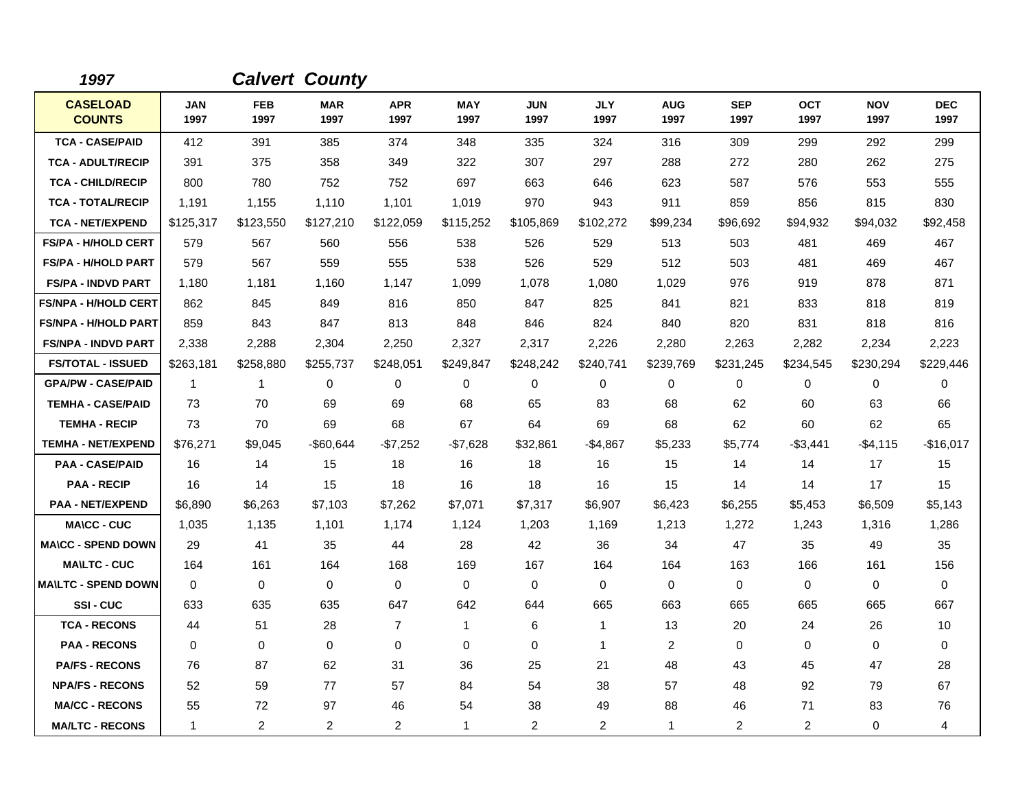## 1997 Calvert County

| CASELOAD COUNTS | JAN 1997 | FEB 1997 | MAR 1997 | APR 1997 | MAY 1997 | JUN 1997 | JLY 1997 | AUG 1997 | SEP 1997 | OCT 1997 | NOV 1997 | DEC 1997 |
|---|---|---|---|---|---|---|---|---|---|---|---|---|
| TCA - CASE/PAID | 412 | 391 | 385 | 374 | 348 | 335 | 324 | 316 | 309 | 299 | 292 | 299 |
| TCA - ADULT/RECIP | 391 | 375 | 358 | 349 | 322 | 307 | 297 | 288 | 272 | 280 | 262 | 275 |
| TCA - CHILD/RECIP | 800 | 780 | 752 | 752 | 697 | 663 | 646 | 623 | 587 | 576 | 553 | 555 |
| TCA - TOTAL/RECIP | 1,191 | 1,155 | 1,110 | 1,101 | 1,019 | 970 | 943 | 911 | 859 | 856 | 815 | 830 |
| TCA - NET/EXPEND | $125,317 | $123,550 | $127,210 | $122,059 | $115,252 | $105,869 | $102,272 | $99,234 | $96,692 | $94,932 | $94,032 | $92,458 |
| FS/PA - H/HOLD CERT | 579 | 567 | 560 | 556 | 538 | 526 | 529 | 513 | 503 | 481 | 469 | 467 |
| FS/PA - H/HOLD PART | 579 | 567 | 559 | 555 | 538 | 526 | 529 | 512 | 503 | 481 | 469 | 467 |
| FS/PA - INDVD PART | 1,180 | 1,181 | 1,160 | 1,147 | 1,099 | 1,078 | 1,080 | 1,029 | 976 | 919 | 878 | 871 |
| FS/NPA - H/HOLD CERT | 862 | 845 | 849 | 816 | 850 | 847 | 825 | 841 | 821 | 833 | 818 | 819 |
| FS/NPA - H/HOLD PART | 859 | 843 | 847 | 813 | 848 | 846 | 824 | 840 | 820 | 831 | 818 | 816 |
| FS/NPA - INDVD PART | 2,338 | 2,288 | 2,304 | 2,250 | 2,327 | 2,317 | 2,226 | 2,280 | 2,263 | 2,282 | 2,234 | 2,223 |
| FS/TOTAL - ISSUED | $263,181 | $258,880 | $255,737 | $248,051 | $249,847 | $248,242 | $240,741 | $239,769 | $231,245 | $234,545 | $230,294 | $229,446 |
| GPA/PW - CASE/PAID | 1 | 1 | 0 | 0 | 0 | 0 | 0 | 0 | 0 | 0 | 0 | 0 |
| TEMHA - CASE/PAID | 73 | 70 | 69 | 69 | 68 | 65 | 83 | 68 | 62 | 60 | 63 | 66 |
| TEMHA - RECIP | 73 | 70 | 69 | 68 | 67 | 64 | 69 | 68 | 62 | 60 | 62 | 65 |
| TEMHA - NET/EXPEND | $76,271 | $9,045 | -$60,644 | -$7,252 | -$7,628 | $32,861 | -$4,867 | $5,233 | $5,774 | -$3,441 | -$4,115 | -$16,017 |
| PAA - CASE/PAID | 16 | 14 | 15 | 18 | 16 | 18 | 16 | 15 | 14 | 14 | 17 | 15 |
| PAA - RECIP | 16 | 14 | 15 | 18 | 16 | 18 | 16 | 15 | 14 | 14 | 17 | 15 |
| PAA - NET/EXPEND | $6,890 | $6,263 | $7,103 | $7,262 | $7,071 | $7,317 | $6,907 | $6,423 | $6,255 | $5,453 | $6,509 | $5,143 |
| MA\CC - CUC | 1,035 | 1,135 | 1,101 | 1,174 | 1,124 | 1,203 | 1,169 | 1,213 | 1,272 | 1,243 | 1,316 | 1,286 |
| MA\CC - SPEND DOWN | 29 | 41 | 35 | 44 | 28 | 42 | 36 | 34 | 47 | 35 | 49 | 35 |
| MA\LTC - CUC | 164 | 161 | 164 | 168 | 169 | 167 | 164 | 164 | 163 | 166 | 161 | 156 |
| MA\LTC - SPEND DOWN | 0 | 0 | 0 | 0 | 0 | 0 | 0 | 0 | 0 | 0 | 0 | 0 |
| SSI - CUC | 633 | 635 | 635 | 647 | 642 | 644 | 665 | 663 | 665 | 665 | 665 | 667 |
| TCA - RECONS | 44 | 51 | 28 | 7 | 1 | 6 | 1 | 13 | 20 | 24 | 26 | 10 |
| PAA - RECONS | 0 | 0 | 0 | 0 | 0 | 0 | 1 | 2 | 0 | 0 | 0 | 0 |
| PA/FS - RECONS | 76 | 87 | 62 | 31 | 36 | 25 | 21 | 48 | 43 | 45 | 47 | 28 |
| NPA/FS - RECONS | 52 | 59 | 77 | 57 | 84 | 54 | 38 | 57 | 48 | 92 | 79 | 67 |
| MA/CC - RECONS | 55 | 72 | 97 | 46 | 54 | 38 | 49 | 88 | 46 | 71 | 83 | 76 |
| MA/LTC - RECONS | 1 | 2 | 2 | 2 | 1 | 2 | 2 | 1 | 2 | 2 | 0 | 4 |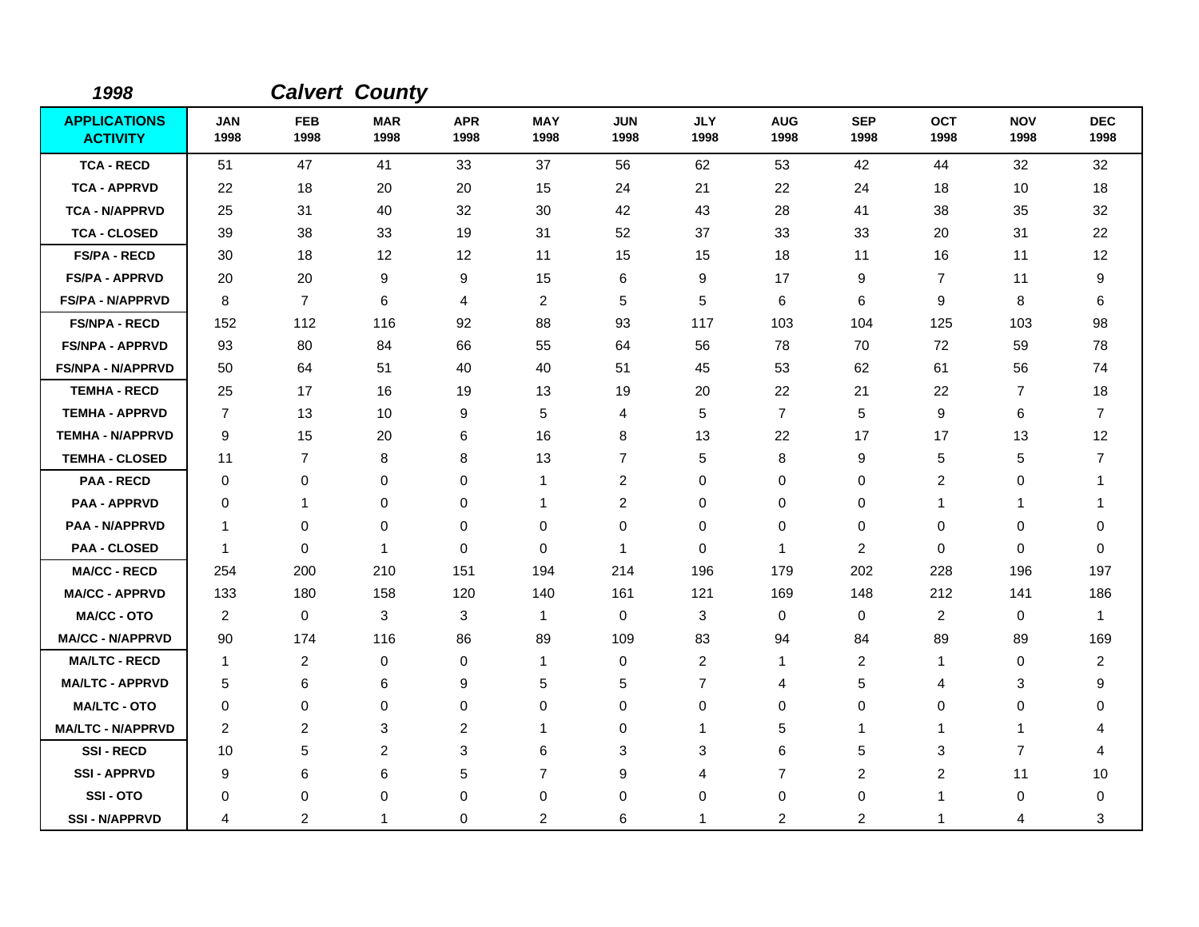***1998*** ***Calvert County***

| APPLICATIONS ACTIVITY | JAN 1998 | FEB 1998 | MAR 1998 | APR 1998 | MAY 1998 | JUN 1998 | JLY 1998 | AUG 1998 | SEP 1998 | OCT 1998 | NOV 1998 | DEC 1998 |
|---|---|---|---|---|---|---|---|---|---|---|---|---|
| TCA - RECD | 51 | 47 | 41 | 33 | 37 | 56 | 62 | 53 | 42 | 44 | 32 | 32 |
| TCA - APPRVD | 22 | 18 | 20 | 20 | 15 | 24 | 21 | 22 | 24 | 18 | 10 | 18 |
| TCA - N/APPRVD | 25 | 31 | 40 | 32 | 30 | 42 | 43 | 28 | 41 | 38 | 35 | 32 |
| TCA - CLOSED | 39 | 38 | 33 | 19 | 31 | 52 | 37 | 33 | 33 | 20 | 31 | 22 |
| FS/PA - RECD | 30 | 18 | 12 | 12 | 11 | 15 | 15 | 18 | 11 | 16 | 11 | 12 |
| FS/PA - APPRVD | 20 | 20 | 9 | 9 | 15 | 6 | 9 | 17 | 9 | 7 | 11 | 9 |
| FS/PA - N/APPRVD | 8 | 7 | 6 | 4 | 2 | 5 | 5 | 6 | 6 | 9 | 8 | 6 |
| FS/NPA - RECD | 152 | 112 | 116 | 92 | 88 | 93 | 117 | 103 | 104 | 125 | 103 | 98 |
| FS/NPA - APPRVD | 93 | 80 | 84 | 66 | 55 | 64 | 56 | 78 | 70 | 72 | 59 | 78 |
| FS/NPA - N/APPRVD | 50 | 64 | 51 | 40 | 40 | 51 | 45 | 53 | 62 | 61 | 56 | 74 |
| TEMHA - RECD | 25 | 17 | 16 | 19 | 13 | 19 | 20 | 22 | 21 | 22 | 7 | 18 |
| TEMHA - APPRVD | 7 | 13 | 10 | 9 | 5 | 4 | 5 | 7 | 5 | 9 | 6 | 7 |
| TEMHA - N/APPRVD | 9 | 15 | 20 | 6 | 16 | 8 | 13 | 22 | 17 | 17 | 13 | 12 |
| TEMHA - CLOSED | 11 | 7 | 8 | 8 | 13 | 7 | 5 | 8 | 9 | 5 | 5 | 7 |
| PAA - RECD | 0 | 0 | 0 | 0 | 1 | 2 | 0 | 0 | 0 | 2 | 0 | 1 |
| PAA - APPRVD | 0 | 1 | 0 | 0 | 1 | 2 | 0 | 0 | 0 | 1 | 1 | 1 |
| PAA - N/APPRVD | 1 | 0 | 0 | 0 | 0 | 0 | 0 | 0 | 0 | 0 | 0 | 0 |
| PAA - CLOSED | 1 | 0 | 1 | 0 | 0 | 1 | 0 | 1 | 2 | 0 | 0 | 0 |
| MA/CC - RECD | 254 | 200 | 210 | 151 | 194 | 214 | 196 | 179 | 202 | 228 | 196 | 197 |
| MA/CC - APPRVD | 133 | 180 | 158 | 120 | 140 | 161 | 121 | 169 | 148 | 212 | 141 | 186 |
| MA/CC - OTO | 2 | 0 | 3 | 3 | 1 | 0 | 3 | 0 | 0 | 2 | 0 | 1 |
| MA/CC - N/APPRVD | 90 | 174 | 116 | 86 | 89 | 109 | 83 | 94 | 84 | 89 | 89 | 169 |
| MA/LTC - RECD | 1 | 2 | 0 | 0 | 1 | 0 | 2 | 1 | 2 | 1 | 0 | 2 |
| MA/LTC - APPRVD | 5 | 6 | 6 | 9 | 5 | 5 | 7 | 4 | 5 | 4 | 3 | 9 |
| MA/LTC - OTO | 0 | 0 | 0 | 0 | 0 | 0 | 0 | 0 | 0 | 0 | 0 | 0 |
| MA/LTC - N/APPRVD | 2 | 2 | 3 | 2 | 1 | 0 | 1 | 5 | 1 | 1 | 1 | 4 |
| SSI - RECD | 10 | 5 | 2 | 3 | 6 | 3 | 3 | 6 | 5 | 3 | 7 | 4 |
| SSI - APPRVD | 9 | 6 | 6 | 5 | 7 | 9 | 4 | 7 | 2 | 2 | 11 | 10 |
| SSI - OTO | 0 | 0 | 0 | 0 | 0 | 0 | 0 | 0 | 0 | 1 | 0 | 0 |
| SSI - N/APPRVD | 4 | 2 | 1 | 0 | 2 | 6 | 1 | 2 | 2 | 1 | 4 | 3 |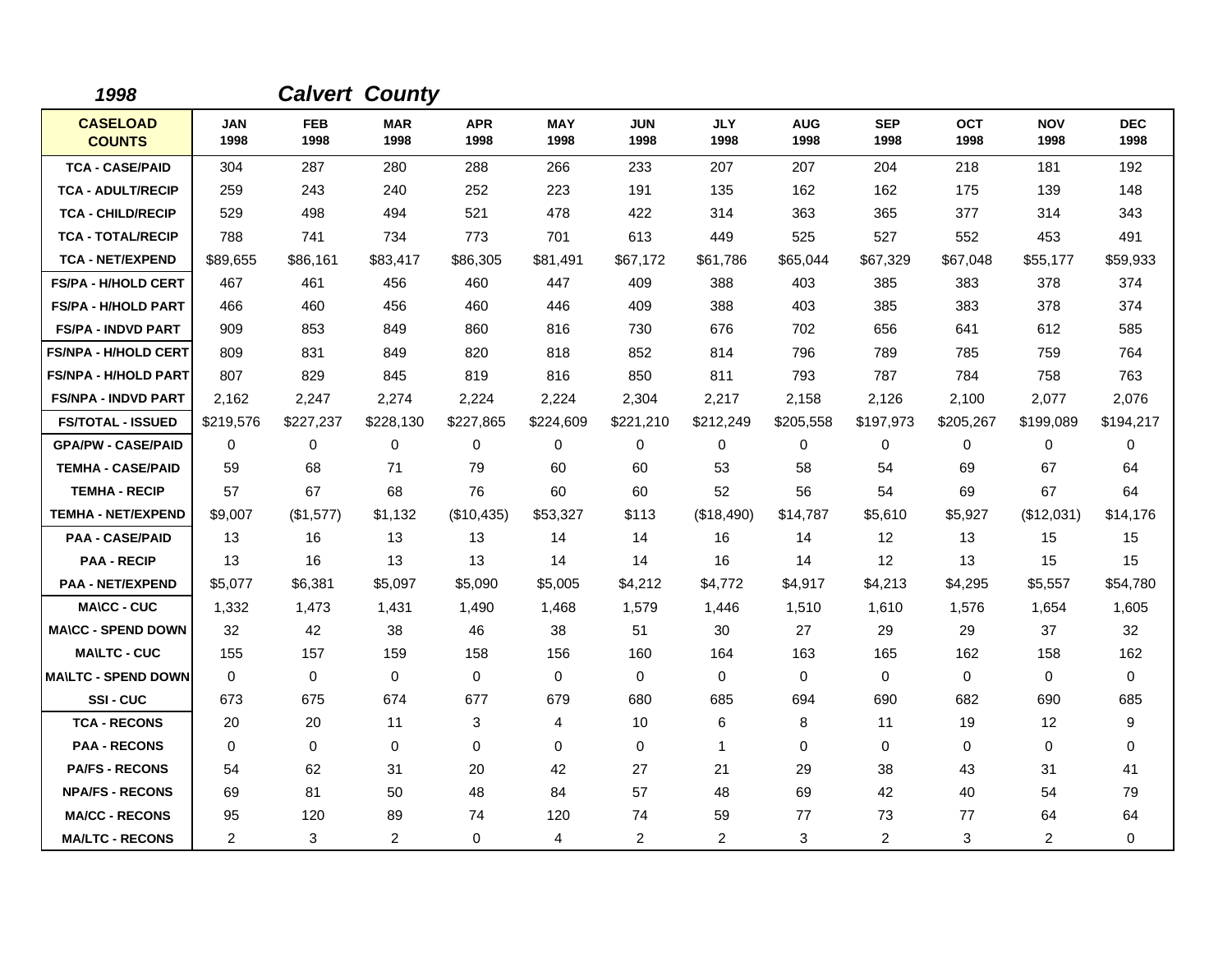*1998* *Calvert County*

| CASELOAD COUNTS | JAN 1998 | FEB 1998 | MAR 1998 | APR 1998 | MAY 1998 | JUN 1998 | JLY 1998 | AUG 1998 | SEP 1998 | OCT 1998 | NOV 1998 | DEC 1998 |
|---|---|---|---|---|---|---|---|---|---|---|---|---|
| TCA - CASE/PAID | 304 | 287 | 280 | 288 | 266 | 233 | 207 | 207 | 204 | 218 | 181 | 192 |
| TCA - ADULT/RECIP | 259 | 243 | 240 | 252 | 223 | 191 | 135 | 162 | 162 | 175 | 139 | 148 |
| TCA - CHILD/RECIP | 529 | 498 | 494 | 521 | 478 | 422 | 314 | 363 | 365 | 377 | 314 | 343 |
| TCA - TOTAL/RECIP | 788 | 741 | 734 | 773 | 701 | 613 | 449 | 525 | 527 | 552 | 453 | 491 |
| TCA - NET/EXPEND | $89,655 | $86,161 | $83,417 | $86,305 | $81,491 | $67,172 | $61,786 | $65,044 | $67,329 | $67,048 | $55,177 | $59,933 |
| FS/PA - H/HOLD CERT | 467 | 461 | 456 | 460 | 447 | 409 | 388 | 403 | 385 | 383 | 378 | 374 |
| FS/PA - H/HOLD PART | 466 | 460 | 456 | 460 | 446 | 409 | 388 | 403 | 385 | 383 | 378 | 374 |
| FS/PA - INDVD PART | 909 | 853 | 849 | 860 | 816 | 730 | 676 | 702 | 656 | 641 | 612 | 585 |
| FS/NPA - H/HOLD CERT | 809 | 831 | 849 | 820 | 818 | 852 | 814 | 796 | 789 | 785 | 759 | 764 |
| FS/NPA - H/HOLD PART | 807 | 829 | 845 | 819 | 816 | 850 | 811 | 793 | 787 | 784 | 758 | 763 |
| FS/NPA - INDVD PART | 2,162 | 2,247 | 2,274 | 2,224 | 2,224 | 2,304 | 2,217 | 2,158 | 2,126 | 2,100 | 2,077 | 2,076 |
| FS/TOTAL - ISSUED | $219,576 | $227,237 | $228,130 | $227,865 | $224,609 | $221,210 | $212,249 | $205,558 | $197,973 | $205,267 | $199,089 | $194,217 |
| GPA/PW - CASE/PAID | 0 | 0 | 0 | 0 | 0 | 0 | 0 | 0 | 0 | 0 | 0 | 0 |
| TEMHA - CASE/PAID | 59 | 68 | 71 | 79 | 60 | 60 | 53 | 58 | 54 | 69 | 67 | 64 |
| TEMHA - RECIP | 57 | 67 | 68 | 76 | 60 | 60 | 52 | 56 | 54 | 69 | 67 | 64 |
| TEMHA - NET/EXPEND | $9,007 | ($1,577) | $1,132 | ($10,435) | $53,327 | $113 | ($18,490) | $14,787 | $5,610 | $5,927 | ($12,031) | $14,176 |
| PAA - CASE/PAID | 13 | 16 | 13 | 13 | 14 | 14 | 16 | 14 | 12 | 13 | 15 | 15 |
| PAA - RECIP | 13 | 16 | 13 | 13 | 14 | 14 | 16 | 14 | 12 | 13 | 15 | 15 |
| PAA - NET/EXPEND | $5,077 | $6,381 | $5,097 | $5,090 | $5,005 | $4,212 | $4,772 | $4,917 | $4,213 | $4,295 | $5,557 | $54,780 |
| MA\CC - CUC | 1,332 | 1,473 | 1,431 | 1,490 | 1,468 | 1,579 | 1,446 | 1,510 | 1,610 | 1,576 | 1,654 | 1,605 |
| MA\CC - SPEND DOWN | 32 | 42 | 38 | 46 | 38 | 51 | 30 | 27 | 29 | 29 | 37 | 32 |
| MA\LTC - CUC | 155 | 157 | 159 | 158 | 156 | 160 | 164 | 163 | 165 | 162 | 158 | 162 |
| MA\LTC - SPEND DOWN | 0 | 0 | 0 | 0 | 0 | 0 | 0 | 0 | 0 | 0 | 0 | 0 |
| SSI - CUC | 673 | 675 | 674 | 677 | 679 | 680 | 685 | 694 | 690 | 682 | 690 | 685 |
| TCA - RECONS | 20 | 20 | 11 | 3 | 4 | 10 | 6 | 8 | 11 | 19 | 12 | 9 |
| PAA - RECONS | 0 | 0 | 0 | 0 | 0 | 0 | 1 | 0 | 0 | 0 | 0 | 0 |
| PA/FS - RECONS | 54 | 62 | 31 | 20 | 42 | 27 | 21 | 29 | 38 | 43 | 31 | 41 |
| NPA/FS - RECONS | 69 | 81 | 50 | 48 | 84 | 57 | 48 | 69 | 42 | 40 | 54 | 79 |
| MA/CC - RECONS | 95 | 120 | 89 | 74 | 120 | 74 | 59 | 77 | 73 | 77 | 64 | 64 |
| MA/LTC - RECONS | 2 | 3 | 2 | 0 | 4 | 2 | 2 | 3 | 2 | 3 | 2 | 0 |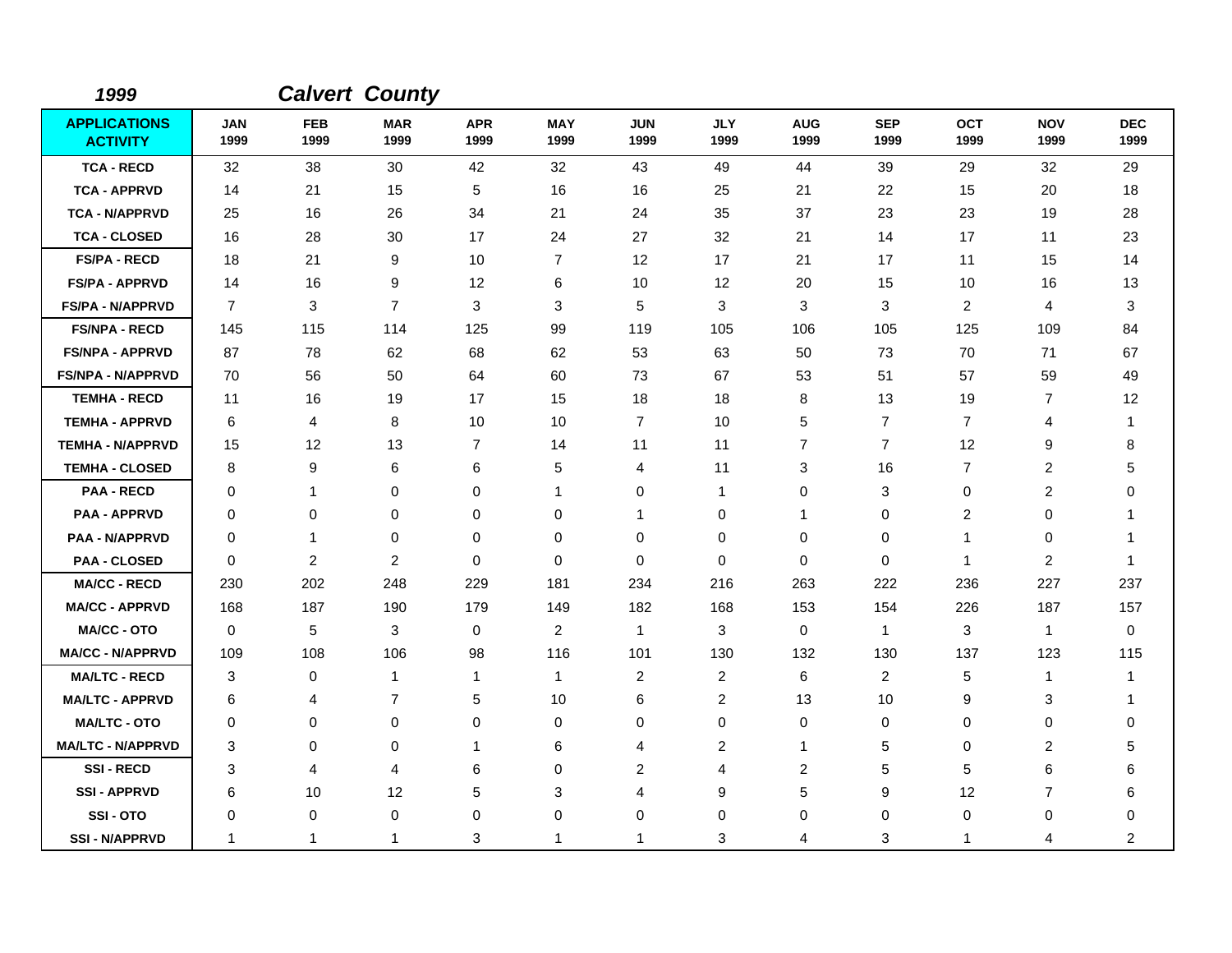*1999* ***Calvert County***

| APPLICATIONS ACTIVITY | JAN 1999 | FEB 1999 | MAR 1999 | APR 1999 | MAY 1999 | JUN 1999 | JLY 1999 | AUG 1999 | SEP 1999 | OCT 1999 | NOV 1999 | DEC 1999 |
|---|---|---|---|---|---|---|---|---|---|---|---|---|
| TCA - RECD | 32 | 38 | 30 | 42 | 32 | 43 | 49 | 44 | 39 | 29 | 32 | 29 |
| TCA - APPRVD | 14 | 21 | 15 | 5 | 16 | 16 | 25 | 21 | 22 | 15 | 20 | 18 |
| TCA - N/APPRVD | 25 | 16 | 26 | 34 | 21 | 24 | 35 | 37 | 23 | 23 | 19 | 28 |
| TCA - CLOSED | 16 | 28 | 30 | 17 | 24 | 27 | 32 | 21 | 14 | 17 | 11 | 23 |
| FS/PA - RECD | 18 | 21 | 9 | 10 | 7 | 12 | 17 | 21 | 17 | 11 | 15 | 14 |
| FS/PA - APPRVD | 14 | 16 | 9 | 12 | 6 | 10 | 12 | 20 | 15 | 10 | 16 | 13 |
| FS/PA - N/APPRVD | 7 | 3 | 7 | 3 | 3 | 5 | 3 | 3 | 3 | 2 | 4 | 3 |
| FS/NPA - RECD | 145 | 115 | 114 | 125 | 99 | 119 | 105 | 106 | 105 | 125 | 109 | 84 |
| FS/NPA - APPRVD | 87 | 78 | 62 | 68 | 62 | 53 | 63 | 50 | 73 | 70 | 71 | 67 |
| FS/NPA - N/APPRVD | 70 | 56 | 50 | 64 | 60 | 73 | 67 | 53 | 51 | 57 | 59 | 49 |
| TEMHA - RECD | 11 | 16 | 19 | 17 | 15 | 18 | 18 | 8 | 13 | 19 | 7 | 12 |
| TEMHA - APPRVD | 6 | 4 | 8 | 10 | 10 | 7 | 10 | 5 | 7 | 7 | 4 | 1 |
| TEMHA - N/APPRVD | 15 | 12 | 13 | 7 | 14 | 11 | 11 | 7 | 7 | 12 | 9 | 8 |
| TEMHA - CLOSED | 8 | 9 | 6 | 6 | 5 | 4 | 11 | 3 | 16 | 7 | 2 | 5 |
| PAA - RECD | 0 | 1 | 0 | 0 | 1 | 0 | 1 | 0 | 3 | 0 | 2 | 0 |
| PAA - APPRVD | 0 | 0 | 0 | 0 | 0 | 1 | 0 | 1 | 0 | 2 | 0 | 1 |
| PAA - N/APPRVD | 0 | 1 | 0 | 0 | 0 | 0 | 0 | 0 | 0 | 1 | 0 | 1 |
| PAA - CLOSED | 0 | 2 | 2 | 0 | 0 | 0 | 0 | 0 | 0 | 1 | 2 | 1 |
| MA/CC - RECD | 230 | 202 | 248 | 229 | 181 | 234 | 216 | 263 | 222 | 236 | 227 | 237 |
| MA/CC - APPRVD | 168 | 187 | 190 | 179 | 149 | 182 | 168 | 153 | 154 | 226 | 187 | 157 |
| MA/CC - OTO | 0 | 5 | 3 | 0 | 2 | 1 | 3 | 0 | 1 | 3 | 1 | 0 |
| MA/CC - N/APPRVD | 109 | 108 | 106 | 98 | 116 | 101 | 130 | 132 | 130 | 137 | 123 | 115 |
| MA/LTC - RECD | 3 | 0 | 1 | 1 | 1 | 2 | 2 | 6 | 2 | 5 | 1 | 1 |
| MA/LTC - APPRVD | 6 | 4 | 7 | 5 | 10 | 6 | 2 | 13 | 10 | 9 | 3 | 1 |
| MA/LTC - OTO | 0 | 0 | 0 | 0 | 0 | 0 | 0 | 0 | 0 | 0 | 0 | 0 |
| MA/LTC - N/APPRVD | 3 | 0 | 0 | 1 | 6 | 4 | 2 | 1 | 5 | 0 | 2 | 5 |
| SSI - RECD | 3 | 4 | 4 | 6 | 0 | 2 | 4 | 2 | 5 | 5 | 6 | 6 |
| SSI - APPRVD | 6 | 10 | 12 | 5 | 3 | 4 | 9 | 5 | 9 | 12 | 7 | 6 |
| SSI - OTO | 0 | 0 | 0 | 0 | 0 | 0 | 0 | 0 | 0 | 0 | 0 | 0 |
| SSI - N/APPRVD | 1 | 1 | 1 | 3 | 1 | 1 | 3 | 4 | 3 | 1 | 4 | 2 |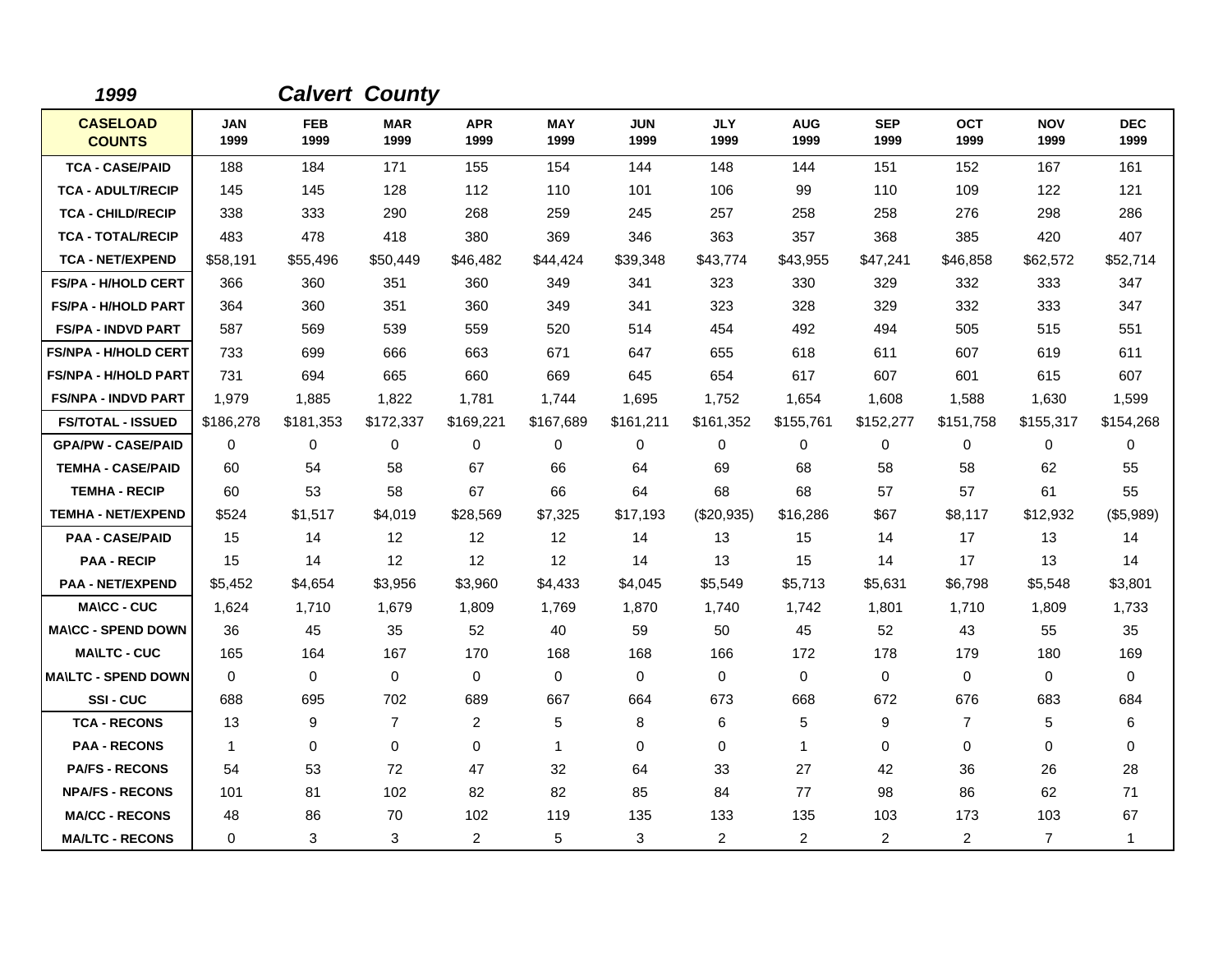*1999* *Calvert County*

| CASELOAD COUNTS | JAN 1999 | FEB 1999 | MAR 1999 | APR 1999 | MAY 1999 | JUN 1999 | JLY 1999 | AUG 1999 | SEP 1999 | OCT 1999 | NOV 1999 | DEC 1999 |
|---|---|---|---|---|---|---|---|---|---|---|---|---|
| TCA - CASE/PAID | 188 | 184 | 171 | 155 | 154 | 144 | 148 | 144 | 151 | 152 | 167 | 161 |
| TCA - ADULT/RECIP | 145 | 145 | 128 | 112 | 110 | 101 | 106 | 99 | 110 | 109 | 122 | 121 |
| TCA - CHILD/RECIP | 338 | 333 | 290 | 268 | 259 | 245 | 257 | 258 | 258 | 276 | 298 | 286 |
| TCA - TOTAL/RECIP | 483 | 478 | 418 | 380 | 369 | 346 | 363 | 357 | 368 | 385 | 420 | 407 |
| TCA - NET/EXPEND | $58,191 | $55,496 | $50,449 | $46,482 | $44,424 | $39,348 | $43,774 | $43,955 | $47,241 | $46,858 | $62,572 | $52,714 |
| FS/PA - H/HOLD CERT | 366 | 360 | 351 | 360 | 349 | 341 | 323 | 330 | 329 | 332 | 333 | 347 |
| FS/PA - H/HOLD PART | 364 | 360 | 351 | 360 | 349 | 341 | 323 | 328 | 329 | 332 | 333 | 347 |
| FS/PA - INDVD PART | 587 | 569 | 539 | 559 | 520 | 514 | 454 | 492 | 494 | 505 | 515 | 551 |
| FS/NPA - H/HOLD CERT | 733 | 699 | 666 | 663 | 671 | 647 | 655 | 618 | 611 | 607 | 619 | 611 |
| FS/NPA - H/HOLD PART | 731 | 694 | 665 | 660 | 669 | 645 | 654 | 617 | 607 | 601 | 615 | 607 |
| FS/NPA - INDVD PART | 1,979 | 1,885 | 1,822 | 1,781 | 1,744 | 1,695 | 1,752 | 1,654 | 1,608 | 1,588 | 1,630 | 1,599 |
| FS/TOTAL - ISSUED | $186,278 | $181,353 | $172,337 | $169,221 | $167,689 | $161,211 | $161,352 | $155,761 | $152,277 | $151,758 | $155,317 | $154,268 |
| GPA/PW - CASE/PAID | 0 | 0 | 0 | 0 | 0 | 0 | 0 | 0 | 0 | 0 | 0 | 0 |
| TEMHA - CASE/PAID | 60 | 54 | 58 | 67 | 66 | 64 | 69 | 68 | 58 | 58 | 62 | 55 |
| TEMHA - RECIP | 60 | 53 | 58 | 67 | 66 | 64 | 68 | 68 | 57 | 57 | 61 | 55 |
| TEMHA - NET/EXPEND | $524 | $1,517 | $4,019 | $28,569 | $7,325 | $17,193 | ($20,935) | $16,286 | $67 | $8,117 | $12,932 | ($5,989) |
| PAA - CASE/PAID | 15 | 14 | 12 | 12 | 12 | 14 | 13 | 15 | 14 | 17 | 13 | 14 |
| PAA - RECIP | 15 | 14 | 12 | 12 | 12 | 14 | 13 | 15 | 14 | 17 | 13 | 14 |
| PAA - NET/EXPEND | $5,452 | $4,654 | $3,956 | $3,960 | $4,433 | $4,045 | $5,549 | $5,713 | $5,631 | $6,798 | $5,548 | $3,801 |
| MA\CC - CUC | 1,624 | 1,710 | 1,679 | 1,809 | 1,769 | 1,870 | 1,740 | 1,742 | 1,801 | 1,710 | 1,809 | 1,733 |
| MA\CC - SPEND DOWN | 36 | 45 | 35 | 52 | 40 | 59 | 50 | 45 | 52 | 43 | 55 | 35 |
| MA\LTC - CUC | 165 | 164 | 167 | 170 | 168 | 168 | 166 | 172 | 178 | 179 | 180 | 169 |
| MA\LTC - SPEND DOWN | 0 | 0 | 0 | 0 | 0 | 0 | 0 | 0 | 0 | 0 | 0 | 0 |
| SSI - CUC | 688 | 695 | 702 | 689 | 667 | 664 | 673 | 668 | 672 | 676 | 683 | 684 |
| TCA - RECONS | 13 | 9 | 7 | 2 | 5 | 8 | 6 | 5 | 9 | 7 | 5 | 6 |
| PAA - RECONS | 1 | 0 | 0 | 0 | 1 | 0 | 0 | 1 | 0 | 0 | 0 | 0 |
| PA/FS - RECONS | 54 | 53 | 72 | 47 | 32 | 64 | 33 | 27 | 42 | 36 | 26 | 28 |
| NPA/FS - RECONS | 101 | 81 | 102 | 82 | 82 | 85 | 84 | 77 | 98 | 86 | 62 | 71 |
| MA/CC - RECONS | 48 | 86 | 70 | 102 | 119 | 135 | 133 | 135 | 103 | 173 | 103 | 67 |
| MA/LTC - RECONS | 0 | 3 | 3 | 2 | 5 | 3 | 2 | 2 | 2 | 2 | 7 | 1 |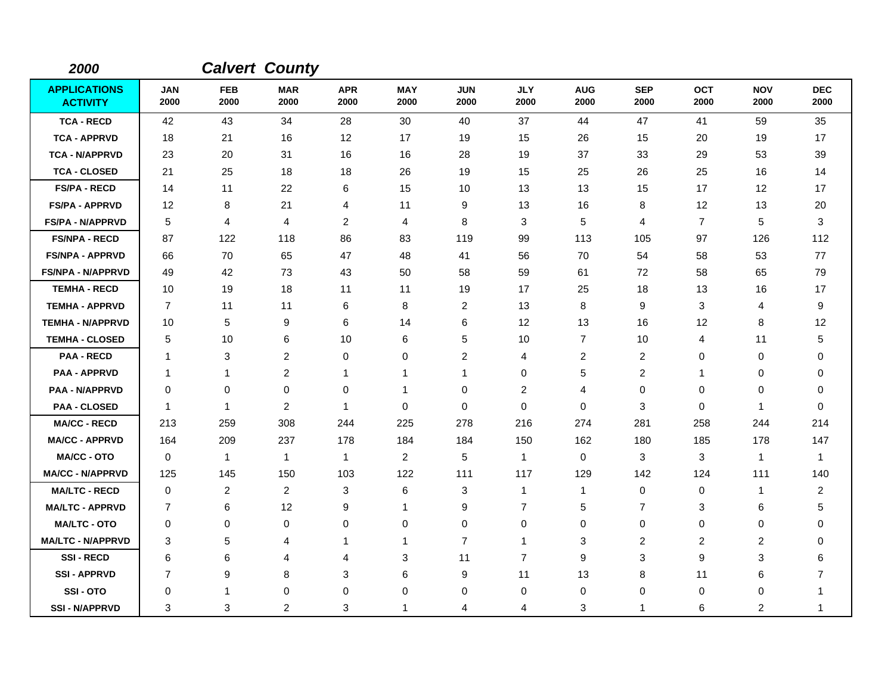**2000** ***Calvert County***

| APPLICATIONS ACTIVITY | JAN 2000 | FEB 2000 | MAR 2000 | APR 2000 | MAY 2000 | JUN 2000 | JLY 2000 | AUG 2000 | SEP 2000 | OCT 2000 | NOV 2000 | DEC 2000 |
|---|---|---|---|---|---|---|---|---|---|---|---|---|
| TCA - RECD | 42 | 43 | 34 | 28 | 30 | 40 | 37 | 44 | 47 | 41 | 59 | 35 |
| TCA - APPRVD | 18 | 21 | 16 | 12 | 17 | 19 | 15 | 26 | 15 | 20 | 19 | 17 |
| TCA - N/APPRVD | 23 | 20 | 31 | 16 | 16 | 28 | 19 | 37 | 33 | 29 | 53 | 39 |
| TCA - CLOSED | 21 | 25 | 18 | 18 | 26 | 19 | 15 | 25 | 26 | 25 | 16 | 14 |
| FS/PA - RECD | 14 | 11 | 22 | 6 | 15 | 10 | 13 | 13 | 15 | 17 | 12 | 17 |
| FS/PA - APPRVD | 12 | 8 | 21 | 4 | 11 | 9 | 13 | 16 | 8 | 12 | 13 | 20 |
| FS/PA - N/APPRVD | 5 | 4 | 4 | 2 | 4 | 8 | 3 | 5 | 4 | 7 | 5 | 3 |
| FS/NPA - RECD | 87 | 122 | 118 | 86 | 83 | 119 | 99 | 113 | 105 | 97 | 126 | 112 |
| FS/NPA - APPRVD | 66 | 70 | 65 | 47 | 48 | 41 | 56 | 70 | 54 | 58 | 53 | 77 |
| FS/NPA - N/APPRVD | 49 | 42 | 73 | 43 | 50 | 58 | 59 | 61 | 72 | 58 | 65 | 79 |
| TEMHA - RECD | 10 | 19 | 18 | 11 | 11 | 19 | 17 | 25 | 18 | 13 | 16 | 17 |
| TEMHA - APPRVD | 7 | 11 | 11 | 6 | 8 | 2 | 13 | 8 | 9 | 3 | 4 | 9 |
| TEMHA - N/APPRVD | 10 | 5 | 9 | 6 | 14 | 6 | 12 | 13 | 16 | 12 | 8 | 12 |
| TEMHA - CLOSED | 5 | 10 | 6 | 10 | 6 | 5 | 10 | 7 | 10 | 4 | 11 | 5 |
| PAA - RECD | 1 | 3 | 2 | 0 | 0 | 2 | 4 | 2 | 2 | 0 | 0 | 0 |
| PAA - APPRVD | 1 | 1 | 2 | 1 | 1 | 1 | 0 | 5 | 2 | 1 | 0 | 0 |
| PAA - N/APPRVD | 0 | 0 | 0 | 0 | 1 | 0 | 2 | 4 | 0 | 0 | 0 | 0 |
| PAA - CLOSED | 1 | 1 | 2 | 1 | 0 | 0 | 0 | 0 | 3 | 0 | 1 | 0 |
| MA/CC - RECD | 213 | 259 | 308 | 244 | 225 | 278 | 216 | 274 | 281 | 258 | 244 | 214 |
| MA/CC - APPRVD | 164 | 209 | 237 | 178 | 184 | 184 | 150 | 162 | 180 | 185 | 178 | 147 |
| MA/CC - OTO | 0 | 1 | 1 | 1 | 2 | 5 | 1 | 0 | 3 | 3 | 1 | 1 |
| MA/CC - N/APPRVD | 125 | 145 | 150 | 103 | 122 | 111 | 117 | 129 | 142 | 124 | 111 | 140 |
| MA/LTC - RECD | 0 | 2 | 2 | 3 | 6 | 3 | 1 | 1 | 0 | 0 | 1 | 2 |
| MA/LTC - APPRVD | 7 | 6 | 12 | 9 | 1 | 9 | 7 | 5 | 7 | 3 | 6 | 5 |
| MA/LTC - OTO | 0 | 0 | 0 | 0 | 0 | 0 | 0 | 0 | 0 | 0 | 0 | 0 |
| MA/LTC - N/APPRVD | 3 | 5 | 4 | 1 | 1 | 7 | 1 | 3 | 2 | 2 | 2 | 0 |
| SSI - RECD | 6 | 6 | 4 | 4 | 3 | 11 | 7 | 9 | 3 | 9 | 3 | 6 |
| SSI - APPRVD | 7 | 9 | 8 | 3 | 6 | 9 | 11 | 13 | 8 | 11 | 6 | 7 |
| SSI - OTO | 0 | 1 | 0 | 0 | 0 | 0 | 0 | 0 | 0 | 0 | 0 | 1 |
| SSI - N/APPRVD | 3 | 3 | 2 | 3 | 1 | 4 | 4 | 3 | 1 | 6 | 2 | 1 |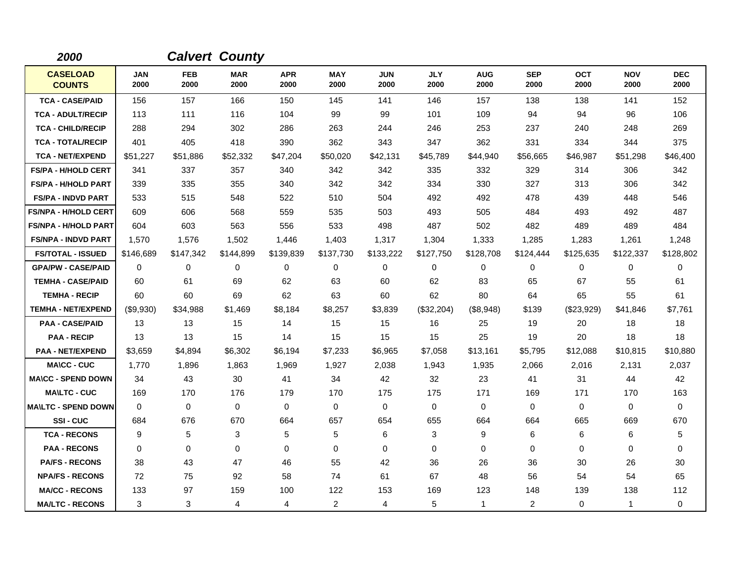**2000** **Calvert County**

| CASELOAD COUNTS | JAN 2000 | FEB 2000 | MAR 2000 | APR 2000 | MAY 2000 | JUN 2000 | JLY 2000 | AUG 2000 | SEP 2000 | OCT 2000 | NOV 2000 | DEC 2000 |
|---|---|---|---|---|---|---|---|---|---|---|---|---|
| TCA - CASE/PAID | 156 | 157 | 166 | 150 | 145 | 141 | 146 | 157 | 138 | 138 | 141 | 152 |
| TCA - ADULT/RECIP | 113 | 111 | 116 | 104 | 99 | 99 | 101 | 109 | 94 | 94 | 96 | 106 |
| TCA - CHILD/RECIP | 288 | 294 | 302 | 286 | 263 | 244 | 246 | 253 | 237 | 240 | 248 | 269 |
| TCA - TOTAL/RECIP | 401 | 405 | 418 | 390 | 362 | 343 | 347 | 362 | 331 | 334 | 344 | 375 |
| TCA - NET/EXPEND | $51,227 | $51,886 | $52,332 | $47,204 | $50,020 | $42,131 | $45,789 | $44,940 | $56,665 | $46,987 | $51,298 | $46,400 |
| FS/PA - H/HOLD CERT | 341 | 337 | 357 | 340 | 342 | 342 | 335 | 332 | 329 | 314 | 306 | 342 |
| FS/PA - H/HOLD PART | 339 | 335 | 355 | 340 | 342 | 342 | 334 | 330 | 327 | 313 | 306 | 342 |
| FS/PA - INDVD PART | 533 | 515 | 548 | 522 | 510 | 504 | 492 | 492 | 478 | 439 | 448 | 546 |
| FS/NPA - H/HOLD CERT | 609 | 606 | 568 | 559 | 535 | 503 | 493 | 505 | 484 | 493 | 492 | 487 |
| FS/NPA - H/HOLD PART | 604 | 603 | 563 | 556 | 533 | 498 | 487 | 502 | 482 | 489 | 489 | 484 |
| FS/NPA - INDVD PART | 1,570 | 1,576 | 1,502 | 1,446 | 1,403 | 1,317 | 1,304 | 1,333 | 1,285 | 1,283 | 1,261 | 1,248 |
| FS/TOTAL - ISSUED | $146,689 | $147,342 | $144,899 | $139,839 | $137,730 | $133,222 | $127,750 | $128,708 | $124,444 | $125,635 | $122,337 | $128,802 |
| GPA/PW - CASE/PAID | 0 | 0 | 0 | 0 | 0 | 0 | 0 | 0 | 0 | 0 | 0 | 0 |
| TEMHA - CASE/PAID | 60 | 61 | 69 | 62 | 63 | 60 | 62 | 83 | 65 | 67 | 55 | 61 |
| TEMHA - RECIP | 60 | 60 | 69 | 62 | 63 | 60 | 62 | 80 | 64 | 65 | 55 | 61 |
| TEMHA - NET/EXPEND | ($9,930) | $34,988 | $1,469 | $8,184 | $8,257 | $3,839 | ($32,204) | ($8,948) | $139 | ($23,929) | $41,846 | $7,761 |
| PAA - CASE/PAID | 13 | 13 | 15 | 14 | 15 | 15 | 16 | 25 | 19 | 20 | 18 | 18 |
| PAA - RECIP | 13 | 13 | 15 | 14 | 15 | 15 | 15 | 25 | 19 | 20 | 18 | 18 |
| PAA - NET/EXPEND | $3,659 | $4,894 | $6,302 | $6,194 | $7,233 | $6,965 | $7,058 | $13,161 | $5,795 | $12,088 | $10,815 | $10,880 |
| MA\CC - CUC | 1,770 | 1,896 | 1,863 | 1,969 | 1,927 | 2,038 | 1,943 | 1,935 | 2,066 | 2,016 | 2,131 | 2,037 |
| MA\CC - SPEND DOWN | 34 | 43 | 30 | 41 | 34 | 42 | 32 | 23 | 41 | 31 | 44 | 42 |
| MA\LTC - CUC | 169 | 170 | 176 | 179 | 170 | 175 | 175 | 171 | 169 | 171 | 170 | 163 |
| MA\LTC - SPEND DOWN | 0 | 0 | 0 | 0 | 0 | 0 | 0 | 0 | 0 | 0 | 0 | 0 |
| SSI - CUC | 684 | 676 | 670 | 664 | 657 | 654 | 655 | 664 | 664 | 665 | 669 | 670 |
| TCA - RECONS | 9 | 5 | 3 | 5 | 5 | 6 | 3 | 9 | 6 | 6 | 6 | 5 |
| PAA - RECONS | 0 | 0 | 0 | 0 | 0 | 0 | 0 | 0 | 0 | 0 | 0 | 0 |
| PA/FS - RECONS | 38 | 43 | 47 | 46 | 55 | 42 | 36 | 26 | 36 | 30 | 26 | 30 |
| NPA/FS - RECONS | 72 | 75 | 92 | 58 | 74 | 61 | 67 | 48 | 56 | 54 | 54 | 65 |
| MA/CC - RECONS | 133 | 97 | 159 | 100 | 122 | 153 | 169 | 123 | 148 | 139 | 138 | 112 |
| MA/LTC - RECONS | 3 | 3 | 4 | 4 | 2 | 4 | 5 | 1 | 2 | 0 | 1 | 0 |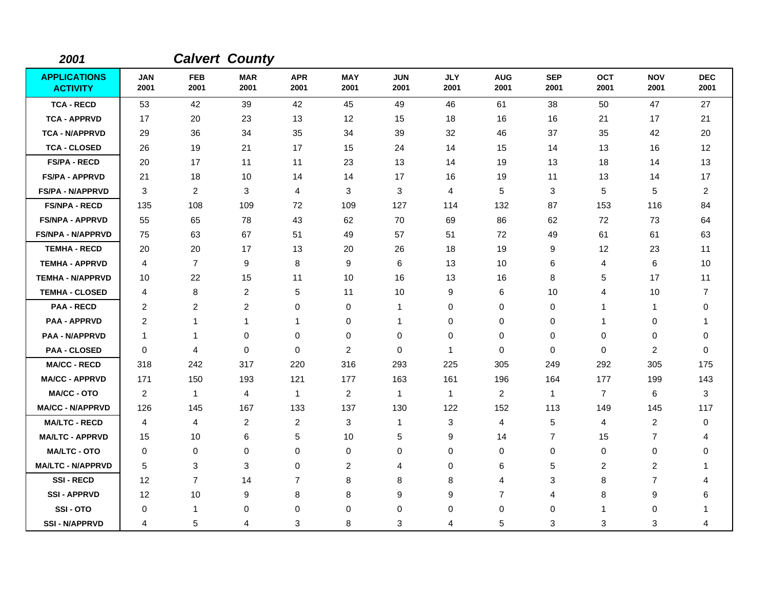**2001** **Calvert County**

| APPLICATIONS ACTIVITY | JAN 2001 | FEB 2001 | MAR 2001 | APR 2001 | MAY 2001 | JUN 2001 | JLY 2001 | AUG 2001 | SEP 2001 | OCT 2001 | NOV 2001 | DEC 2001 |
|---|---|---|---|---|---|---|---|---|---|---|---|---|
| TCA - RECD | 53 | 42 | 39 | 42 | 45 | 49 | 46 | 61 | 38 | 50 | 47 | 27 |
| TCA - APPRVD | 17 | 20 | 23 | 13 | 12 | 15 | 18 | 16 | 16 | 21 | 17 | 21 |
| TCA - N/APPRVD | 29 | 36 | 34 | 35 | 34 | 39 | 32 | 46 | 37 | 35 | 42 | 20 |
| TCA - CLOSED | 26 | 19 | 21 | 17 | 15 | 24 | 14 | 15 | 14 | 13 | 16 | 12 |
| FS/PA - RECD | 20 | 17 | 11 | 11 | 23 | 13 | 14 | 19 | 13 | 18 | 14 | 13 |
| FS/PA - APPRVD | 21 | 18 | 10 | 14 | 14 | 17 | 16 | 19 | 11 | 13 | 14 | 17 |
| FS/PA - N/APPRVD | 3 | 2 | 3 | 4 | 3 | 3 | 4 | 5 | 3 | 5 | 5 | 2 |
| FS/NPA - RECD | 135 | 108 | 109 | 72 | 109 | 127 | 114 | 132 | 87 | 153 | 116 | 84 |
| FS/NPA - APPRVD | 55 | 65 | 78 | 43 | 62 | 70 | 69 | 86 | 62 | 72 | 73 | 64 |
| FS/NPA - N/APPRVD | 75 | 63 | 67 | 51 | 49 | 57 | 51 | 72 | 49 | 61 | 61 | 63 |
| TEMHA - RECD | 20 | 20 | 17 | 13 | 20 | 26 | 18 | 19 | 9 | 12 | 23 | 11 |
| TEMHA - APPRVD | 4 | 7 | 9 | 8 | 9 | 6 | 13 | 10 | 6 | 4 | 6 | 10 |
| TEMHA - N/APPRVD | 10 | 22 | 15 | 11 | 10 | 16 | 13 | 16 | 8 | 5 | 17 | 11 |
| TEMHA - CLOSED | 4 | 8 | 2 | 5 | 11 | 10 | 9 | 6 | 10 | 4 | 10 | 7 |
| PAA - RECD | 2 | 2 | 2 | 0 | 0 | 1 | 0 | 0 | 0 | 1 | 1 | 0 |
| PAA - APPRVD | 2 | 1 | 1 | 1 | 0 | 1 | 0 | 0 | 0 | 1 | 0 | 1 |
| PAA - N/APPRVD | 1 | 1 | 0 | 0 | 0 | 0 | 0 | 0 | 0 | 0 | 0 | 0 |
| PAA - CLOSED | 0 | 4 | 0 | 0 | 2 | 0 | 1 | 0 | 0 | 0 | 2 | 0 |
| MA/CC - RECD | 318 | 242 | 317 | 220 | 316 | 293 | 225 | 305 | 249 | 292 | 305 | 175 |
| MA/CC - APPRVD | 171 | 150 | 193 | 121 | 177 | 163 | 161 | 196 | 164 | 177 | 199 | 143 |
| MA/CC - OTO | 2 | 1 | 4 | 1 | 2 | 1 | 1 | 2 | 1 | 7 | 6 | 3 |
| MA/CC - N/APPRVD | 126 | 145 | 167 | 133 | 137 | 130 | 122 | 152 | 113 | 149 | 145 | 117 |
| MA/LTC - RECD | 4 | 4 | 2 | 2 | 3 | 1 | 3 | 4 | 5 | 4 | 2 | 0 |
| MA/LTC - APPRVD | 15 | 10 | 6 | 5 | 10 | 5 | 9 | 14 | 7 | 15 | 7 | 4 |
| MA/LTC - OTO | 0 | 0 | 0 | 0 | 0 | 0 | 0 | 0 | 0 | 0 | 0 | 0 |
| MA/LTC - N/APPRVD | 5 | 3 | 3 | 0 | 2 | 4 | 0 | 6 | 5 | 2 | 2 | 1 |
| SSI - RECD | 12 | 7 | 14 | 7 | 8 | 8 | 8 | 4 | 3 | 8 | 7 | 4 |
| SSI - APPRVD | 12 | 10 | 9 | 8 | 8 | 9 | 9 | 7 | 4 | 8 | 9 | 6 |
| SSI - OTO | 0 | 1 | 0 | 0 | 0 | 0 | 0 | 0 | 0 | 1 | 0 | 1 |
| SSI - N/APPRVD | 4 | 5 | 4 | 3 | 8 | 3 | 4 | 5 | 3 | 3 | 3 | 4 |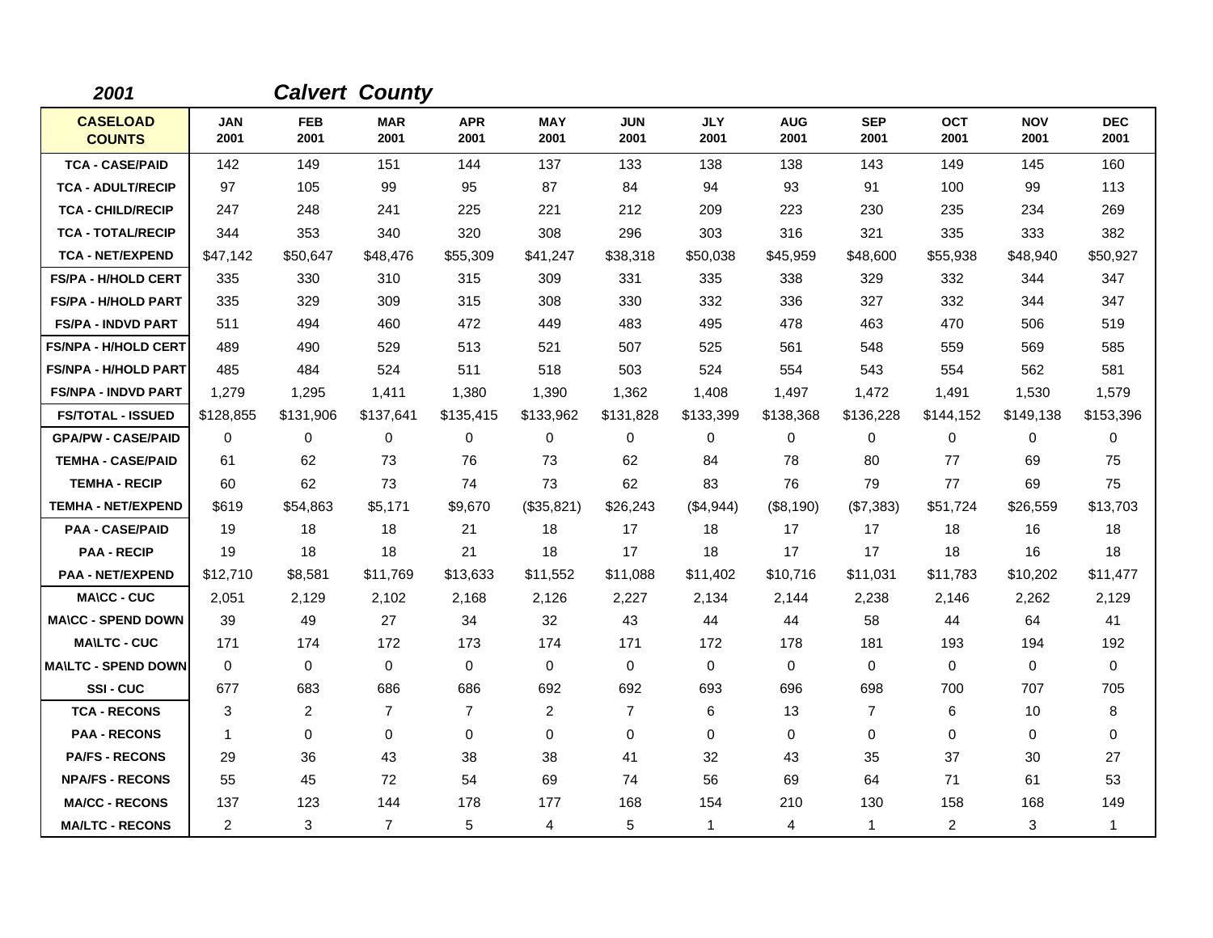*2001* *Calvert County*

| CASELOAD COUNTS | JAN 2001 | FEB 2001 | MAR 2001 | APR 2001 | MAY 2001 | JUN 2001 | JLY 2001 | AUG 2001 | SEP 2001 | OCT 2001 | NOV 2001 | DEC 2001 |
|---|---|---|---|---|---|---|---|---|---|---|---|---|
| TCA - CASE/PAID | 142 | 149 | 151 | 144 | 137 | 133 | 138 | 138 | 143 | 149 | 145 | 160 |
| TCA - ADULT/RECIP | 97 | 105 | 99 | 95 | 87 | 84 | 94 | 93 | 91 | 100 | 99 | 113 |
| TCA - CHILD/RECIP | 247 | 248 | 241 | 225 | 221 | 212 | 209 | 223 | 230 | 235 | 234 | 269 |
| TCA - TOTAL/RECIP | 344 | 353 | 340 | 320 | 308 | 296 | 303 | 316 | 321 | 335 | 333 | 382 |
| TCA - NET/EXPEND | $47,142 | $50,647 | $48,476 | $55,309 | $41,247 | $38,318 | $50,038 | $45,959 | $48,600 | $55,938 | $48,940 | $50,927 |
| FS/PA - H/HOLD CERT | 335 | 330 | 310 | 315 | 309 | 331 | 335 | 338 | 329 | 332 | 344 | 347 |
| FS/PA - H/HOLD PART | 335 | 329 | 309 | 315 | 308 | 330 | 332 | 336 | 327 | 332 | 344 | 347 |
| FS/PA - INDVD PART | 511 | 494 | 460 | 472 | 449 | 483 | 495 | 478 | 463 | 470 | 506 | 519 |
| FS/NPA - H/HOLD CERT | 489 | 490 | 529 | 513 | 521 | 507 | 525 | 561 | 548 | 559 | 569 | 585 |
| FS/NPA - H/HOLD PART | 485 | 484 | 524 | 511 | 518 | 503 | 524 | 554 | 543 | 554 | 562 | 581 |
| FS/NPA - INDVD PART | 1,279 | 1,295 | 1,411 | 1,380 | 1,390 | 1,362 | 1,408 | 1,497 | 1,472 | 1,491 | 1,530 | 1,579 |
| FS/TOTAL - ISSUED | $128,855 | $131,906 | $137,641 | $135,415 | $133,962 | $131,828 | $133,399 | $138,368 | $136,228 | $144,152 | $149,138 | $153,396 |
| GPA/PW - CASE/PAID | 0 | 0 | 0 | 0 | 0 | 0 | 0 | 0 | 0 | 0 | 0 | 0 |
| TEMHA - CASE/PAID | 61 | 62 | 73 | 76 | 73 | 62 | 84 | 78 | 80 | 77 | 69 | 75 |
| TEMHA - RECIP | 60 | 62 | 73 | 74 | 73 | 62 | 83 | 76 | 79 | 77 | 69 | 75 |
| TEMHA - NET/EXPEND | $619 | $54,863 | $5,171 | $9,670 | ($35,821) | $26,243 | ($4,944) | ($8,190) | ($7,383) | $51,724 | $26,559 | $13,703 |
| PAA - CASE/PAID | 19 | 18 | 18 | 21 | 18 | 17 | 18 | 17 | 17 | 18 | 16 | 18 |
| PAA - RECIP | 19 | 18 | 18 | 21 | 18 | 17 | 18 | 17 | 17 | 18 | 16 | 18 |
| PAA - NET/EXPEND | $12,710 | $8,581 | $11,769 | $13,633 | $11,552 | $11,088 | $11,402 | $10,716 | $11,031 | $11,783 | $10,202 | $11,477 |
| MA\CC - CUC | 2,051 | 2,129 | 2,102 | 2,168 | 2,126 | 2,227 | 2,134 | 2,144 | 2,238 | 2,146 | 2,262 | 2,129 |
| MA\CC - SPEND DOWN | 39 | 49 | 27 | 34 | 32 | 43 | 44 | 44 | 58 | 44 | 64 | 41 |
| MA\LTC - CUC | 171 | 174 | 172 | 173 | 174 | 171 | 172 | 178 | 181 | 193 | 194 | 192 |
| MA\LTC - SPEND DOWN | 0 | 0 | 0 | 0 | 0 | 0 | 0 | 0 | 0 | 0 | 0 | 0 |
| SSI - CUC | 677 | 683 | 686 | 686 | 692 | 692 | 693 | 696 | 698 | 700 | 707 | 705 |
| TCA - RECONS | 3 | 2 | 7 | 7 | 2 | 7 | 6 | 13 | 7 | 6 | 10 | 8 |
| PAA - RECONS | 1 | 0 | 0 | 0 | 0 | 0 | 0 | 0 | 0 | 0 | 0 | 0 |
| PA/FS - RECONS | 29 | 36 | 43 | 38 | 38 | 41 | 32 | 43 | 35 | 37 | 30 | 27 |
| NPA/FS - RECONS | 55 | 45 | 72 | 54 | 69 | 74 | 56 | 69 | 64 | 71 | 61 | 53 |
| MA/CC - RECONS | 137 | 123 | 144 | 178 | 177 | 168 | 154 | 210 | 130 | 158 | 168 | 149 |
| MA/LTC - RECONS | 2 | 3 | 7 | 5 | 4 | 5 | 1 | 4 | 1 | 2 | 3 | 1 |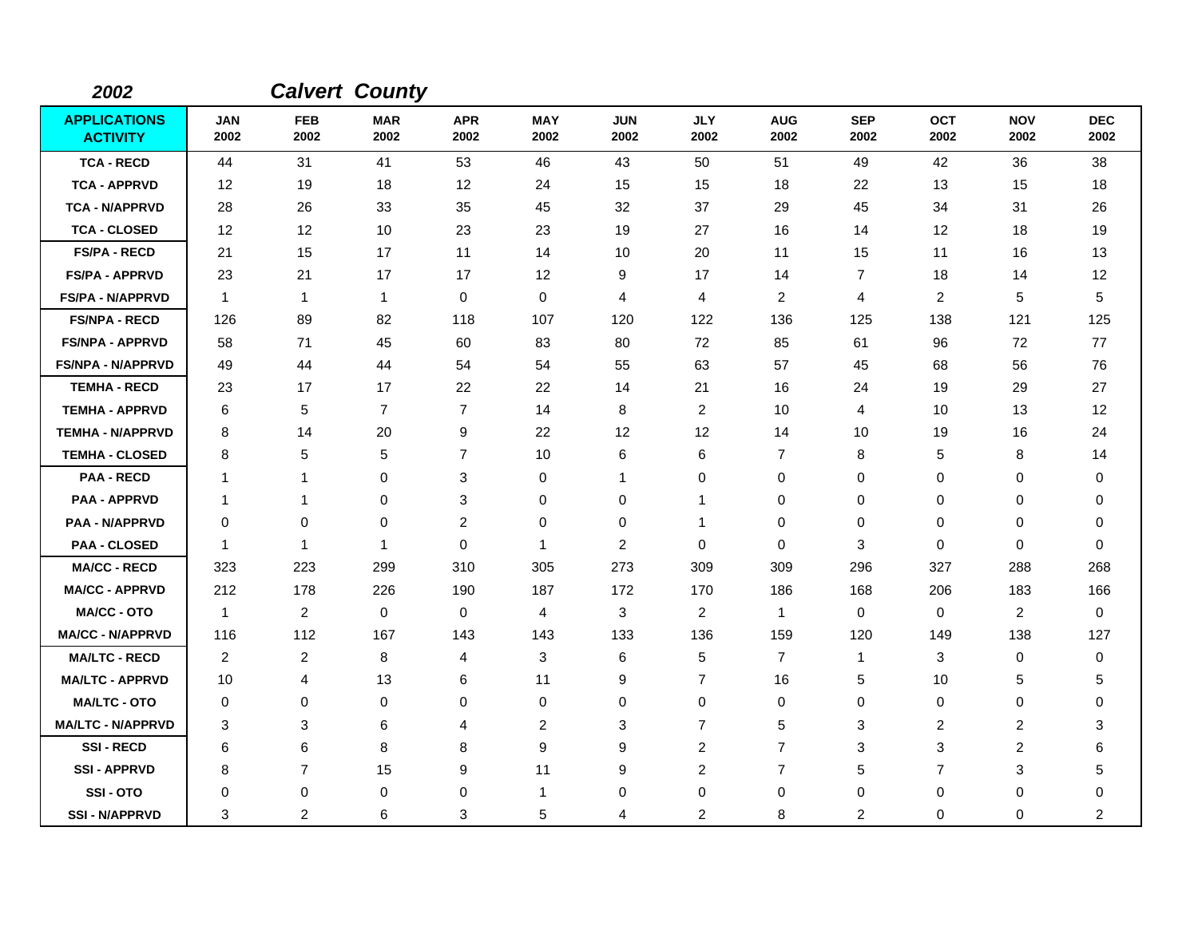*2002* *Calvert County*

| APPLICATIONS ACTIVITY | JAN 2002 | FEB 2002 | MAR 2002 | APR 2002 | MAY 2002 | JUN 2002 | JLY 2002 | AUG 2002 | SEP 2002 | OCT 2002 | NOV 2002 | DEC 2002 |
|---|---|---|---|---|---|---|---|---|---|---|---|---|
| TCA - RECD | 44 | 31 | 41 | 53 | 46 | 43 | 50 | 51 | 49 | 42 | 36 | 38 |
| TCA - APPRVD | 12 | 19 | 18 | 12 | 24 | 15 | 15 | 18 | 22 | 13 | 15 | 18 |
| TCA - N/APPRVD | 28 | 26 | 33 | 35 | 45 | 32 | 37 | 29 | 45 | 34 | 31 | 26 |
| TCA - CLOSED | 12 | 12 | 10 | 23 | 23 | 19 | 27 | 16 | 14 | 12 | 18 | 19 |
| FS/PA - RECD | 21 | 15 | 17 | 11 | 14 | 10 | 20 | 11 | 15 | 11 | 16 | 13 |
| FS/PA - APPRVD | 23 | 21 | 17 | 17 | 12 | 9 | 17 | 14 | 7 | 18 | 14 | 12 |
| FS/PA - N/APPRVD | 1 | 1 | 1 | 0 | 0 | 4 | 4 | 2 | 4 | 2 | 5 | 5 |
| FS/NPA - RECD | 126 | 89 | 82 | 118 | 107 | 120 | 122 | 136 | 125 | 138 | 121 | 125 |
| FS/NPA - APPRVD | 58 | 71 | 45 | 60 | 83 | 80 | 72 | 85 | 61 | 96 | 72 | 77 |
| FS/NPA - N/APPRVD | 49 | 44 | 44 | 54 | 54 | 55 | 63 | 57 | 45 | 68 | 56 | 76 |
| TEMHA - RECD | 23 | 17 | 17 | 22 | 22 | 14 | 21 | 16 | 24 | 19 | 29 | 27 |
| TEMHA - APPRVD | 6 | 5 | 7 | 7 | 14 | 8 | 2 | 10 | 4 | 10 | 13 | 12 |
| TEMHA - N/APPRVD | 8 | 14 | 20 | 9 | 22 | 12 | 12 | 14 | 10 | 19 | 16 | 24 |
| TEMHA - CLOSED | 8 | 5 | 5 | 7 | 10 | 6 | 6 | 7 | 8 | 5 | 8 | 14 |
| PAA - RECD | 1 | 1 | 0 | 3 | 0 | 1 | 0 | 0 | 0 | 0 | 0 | 0 |
| PAA - APPRVD | 1 | 1 | 0 | 3 | 0 | 0 | 1 | 0 | 0 | 0 | 0 | 0 |
| PAA - N/APPRVD | 0 | 0 | 0 | 2 | 0 | 0 | 1 | 0 | 0 | 0 | 0 | 0 |
| PAA - CLOSED | 1 | 1 | 1 | 0 | 1 | 2 | 0 | 0 | 3 | 0 | 0 | 0 |
| MA/CC - RECD | 323 | 223 | 299 | 310 | 305 | 273 | 309 | 309 | 296 | 327 | 288 | 268 |
| MA/CC - APPRVD | 212 | 178 | 226 | 190 | 187 | 172 | 170 | 186 | 168 | 206 | 183 | 166 |
| MA/CC - OTO | 1 | 2 | 0 | 0 | 4 | 3 | 2 | 1 | 0 | 0 | 2 | 0 |
| MA/CC - N/APPRVD | 116 | 112 | 167 | 143 | 143 | 133 | 136 | 159 | 120 | 149 | 138 | 127 |
| MA/LTC - RECD | 2 | 2 | 8 | 4 | 3 | 6 | 5 | 7 | 1 | 3 | 0 | 0 |
| MA/LTC - APPRVD | 10 | 4 | 13 | 6 | 11 | 9 | 7 | 16 | 5 | 10 | 5 | 5 |
| MA/LTC - OTO | 0 | 0 | 0 | 0 | 0 | 0 | 0 | 0 | 0 | 0 | 0 | 0 |
| MA/LTC - N/APPRVD | 3 | 3 | 6 | 4 | 2 | 3 | 7 | 5 | 3 | 2 | 2 | 3 |
| SSI - RECD | 6 | 6 | 8 | 8 | 9 | 9 | 2 | 7 | 3 | 3 | 2 | 6 |
| SSI - APPRVD | 8 | 7 | 15 | 9 | 11 | 9 | 2 | 7 | 5 | 7 | 3 | 5 |
| SSI - OTO | 0 | 0 | 0 | 0 | 1 | 0 | 0 | 0 | 0 | 0 | 0 | 0 |
| SSI - N/APPRVD | 3 | 2 | 6 | 3 | 5 | 4 | 2 | 8 | 2 | 0 | 0 | 2 |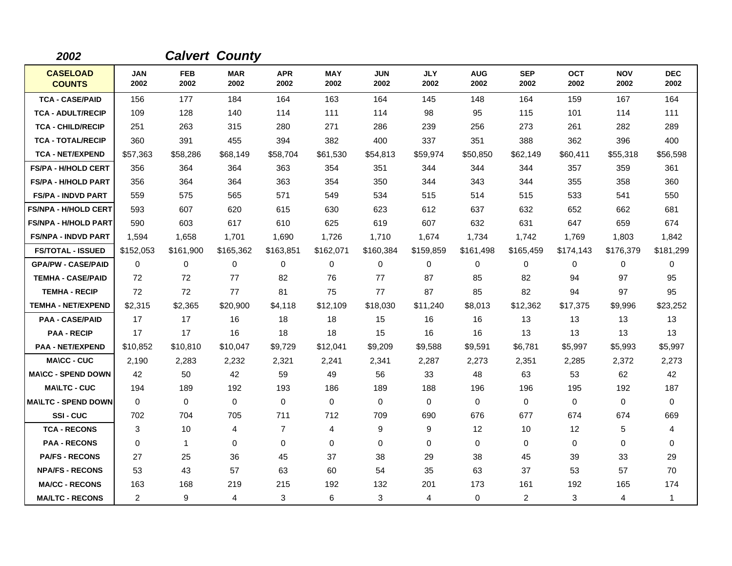**2002** **Calvert County**

| CASELOAD COUNTS | JAN 2002 | FEB 2002 | MAR 2002 | APR 2002 | MAY 2002 | JUN 2002 | JLY 2002 | AUG 2002 | SEP 2002 | OCT 2002 | NOV 2002 | DEC 2002 |
|---|---|---|---|---|---|---|---|---|---|---|---|---|
| TCA - CASE/PAID | 156 | 177 | 184 | 164 | 163 | 164 | 145 | 148 | 164 | 159 | 167 | 164 |
| TCA - ADULT/RECIP | 109 | 128 | 140 | 114 | 111 | 114 | 98 | 95 | 115 | 101 | 114 | 111 |
| TCA - CHILD/RECIP | 251 | 263 | 315 | 280 | 271 | 286 | 239 | 256 | 273 | 261 | 282 | 289 |
| TCA - TOTAL/RECIP | 360 | 391 | 455 | 394 | 382 | 400 | 337 | 351 | 388 | 362 | 396 | 400 |
| TCA - NET/EXPEND | $57,363 | $58,286 | $68,149 | $58,704 | $61,530 | $54,813 | $59,974 | $50,850 | $62,149 | $60,411 | $55,318 | $56,598 |
| FS/PA - H/HOLD CERT | 356 | 364 | 364 | 363 | 354 | 351 | 344 | 344 | 344 | 357 | 359 | 361 |
| FS/PA - H/HOLD PART | 356 | 364 | 364 | 363 | 354 | 350 | 344 | 343 | 344 | 355 | 358 | 360 |
| FS/PA - INDVD PART | 559 | 575 | 565 | 571 | 549 | 534 | 515 | 514 | 515 | 533 | 541 | 550 |
| FS/NPA - H/HOLD CERT | 593 | 607 | 620 | 615 | 630 | 623 | 612 | 637 | 632 | 652 | 662 | 681 |
| FS/NPA - H/HOLD PART | 590 | 603 | 617 | 610 | 625 | 619 | 607 | 632 | 631 | 647 | 659 | 674 |
| FS/NPA - INDVD PART | 1,594 | 1,658 | 1,701 | 1,690 | 1,726 | 1,710 | 1,674 | 1,734 | 1,742 | 1,769 | 1,803 | 1,842 |
| FS/TOTAL - ISSUED | $152,053 | $161,900 | $165,362 | $163,851 | $162,071 | $160,384 | $159,859 | $161,498 | $165,459 | $174,143 | $176,379 | $181,299 |
| GPA/PW - CASE/PAID | 0 | 0 | 0 | 0 | 0 | 0 | 0 | 0 | 0 | 0 | 0 | 0 |
| TEMHA - CASE/PAID | 72 | 72 | 77 | 82 | 76 | 77 | 87 | 85 | 82 | 94 | 97 | 95 |
| TEMHA - RECIP | 72 | 72 | 77 | 81 | 75 | 77 | 87 | 85 | 82 | 94 | 97 | 95 |
| TEMHA - NET/EXPEND | $2,315 | $2,365 | $20,900 | $4,118 | $12,109 | $18,030 | $11,240 | $8,013 | $12,362 | $17,375 | $9,996 | $23,252 |
| PAA - CASE/PAID | 17 | 17 | 16 | 18 | 18 | 15 | 16 | 16 | 13 | 13 | 13 | 13 |
| PAA - RECIP | 17 | 17 | 16 | 18 | 18 | 15 | 16 | 16 | 13 | 13 | 13 | 13 |
| PAA - NET/EXPEND | $10,852 | $10,810 | $10,047 | $9,729 | $12,041 | $9,209 | $9,588 | $9,591 | $6,781 | $5,997 | $5,993 | $5,997 |
| MA\CC - CUC | 2,190 | 2,283 | 2,232 | 2,321 | 2,241 | 2,341 | 2,287 | 2,273 | 2,351 | 2,285 | 2,372 | 2,273 |
| MA\CC - SPEND DOWN | 42 | 50 | 42 | 59 | 49 | 56 | 33 | 48 | 63 | 53 | 62 | 42 |
| MA\LTC - CUC | 194 | 189 | 192 | 193 | 186 | 189 | 188 | 196 | 196 | 195 | 192 | 187 |
| MA\LTC - SPEND DOWN | 0 | 0 | 0 | 0 | 0 | 0 | 0 | 0 | 0 | 0 | 0 | 0 |
| SSI - CUC | 702 | 704 | 705 | 711 | 712 | 709 | 690 | 676 | 677 | 674 | 674 | 669 |
| TCA - RECONS | 3 | 10 | 4 | 7 | 4 | 9 | 9 | 12 | 10 | 12 | 5 | 4 |
| PAA - RECONS | 0 | 1 | 0 | 0 | 0 | 0 | 0 | 0 | 0 | 0 | 0 | 0 |
| PA/FS - RECONS | 27 | 25 | 36 | 45 | 37 | 38 | 29 | 38 | 45 | 39 | 33 | 29 |
| NPA/FS - RECONS | 53 | 43 | 57 | 63 | 60 | 54 | 35 | 63 | 37 | 53 | 57 | 70 |
| MA/CC - RECONS | 163 | 168 | 219 | 215 | 192 | 132 | 201 | 173 | 161 | 192 | 165 | 174 |
| MA/LTC - RECONS | 2 | 9 | 4 | 3 | 6 | 3 | 4 | 0 | 2 | 3 | 4 | 1 |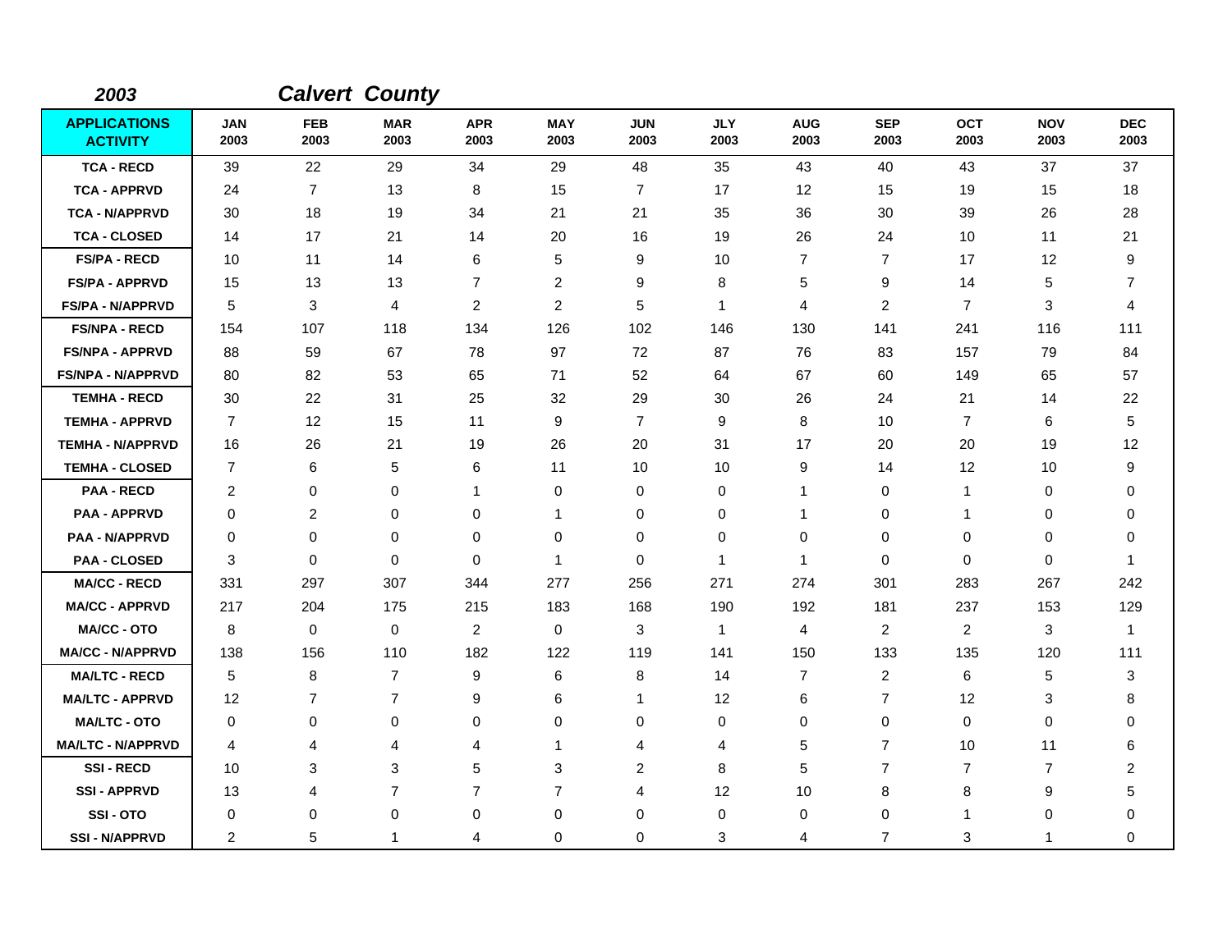**2003** **Calvert County**

| APPLICATIONS ACTIVITY | JAN 2003 | FEB 2003 | MAR 2003 | APR 2003 | MAY 2003 | JUN 2003 | JLY 2003 | AUG 2003 | SEP 2003 | OCT 2003 | NOV 2003 | DEC 2003 |
|---|---|---|---|---|---|---|---|---|---|---|---|---|
| TCA - RECD | 39 | 22 | 29 | 34 | 29 | 48 | 35 | 43 | 40 | 43 | 37 | 37 |
| TCA - APPRVD | 24 | 7 | 13 | 8 | 15 | 7 | 17 | 12 | 15 | 19 | 15 | 18 |
| TCA - N/APPRVD | 30 | 18 | 19 | 34 | 21 | 21 | 35 | 36 | 30 | 39 | 26 | 28 |
| TCA - CLOSED | 14 | 17 | 21 | 14 | 20 | 16 | 19 | 26 | 24 | 10 | 11 | 21 |
| FS/PA - RECD | 10 | 11 | 14 | 6 | 5 | 9 | 10 | 7 | 7 | 17 | 12 | 9 |
| FS/PA - APPRVD | 15 | 13 | 13 | 7 | 2 | 9 | 8 | 5 | 9 | 14 | 5 | 7 |
| FS/PA - N/APPRVD | 5 | 3 | 4 | 2 | 2 | 5 | 1 | 4 | 2 | 7 | 3 | 4 |
| FS/NPA - RECD | 154 | 107 | 118 | 134 | 126 | 102 | 146 | 130 | 141 | 241 | 116 | 111 |
| FS/NPA - APPRVD | 88 | 59 | 67 | 78 | 97 | 72 | 87 | 76 | 83 | 157 | 79 | 84 |
| FS/NPA - N/APPRVD | 80 | 82 | 53 | 65 | 71 | 52 | 64 | 67 | 60 | 149 | 65 | 57 |
| TEMHA - RECD | 30 | 22 | 31 | 25 | 32 | 29 | 30 | 26 | 24 | 21 | 14 | 22 |
| TEMHA - APPRVD | 7 | 12 | 15 | 11 | 9 | 7 | 9 | 8 | 10 | 7 | 6 | 5 |
| TEMHA - N/APPRVD | 16 | 26 | 21 | 19 | 26 | 20 | 31 | 17 | 20 | 20 | 19 | 12 |
| TEMHA - CLOSED | 7 | 6 | 5 | 6 | 11 | 10 | 10 | 9 | 14 | 12 | 10 | 9 |
| PAA - RECD | 2 | 0 | 0 | 1 | 0 | 0 | 0 | 1 | 0 | 1 | 0 | 0 |
| PAA - APPRVD | 0 | 2 | 0 | 0 | 1 | 0 | 0 | 1 | 0 | 1 | 0 | 0 |
| PAA - N/APPRVD | 0 | 0 | 0 | 0 | 0 | 0 | 0 | 0 | 0 | 0 | 0 | 0 |
| PAA - CLOSED | 3 | 0 | 0 | 0 | 1 | 0 | 1 | 1 | 0 | 0 | 0 | 1 |
| MA/CC - RECD | 331 | 297 | 307 | 344 | 277 | 256 | 271 | 274 | 301 | 283 | 267 | 242 |
| MA/CC - APPRVD | 217 | 204 | 175 | 215 | 183 | 168 | 190 | 192 | 181 | 237 | 153 | 129 |
| MA/CC - OTO | 8 | 0 | 0 | 2 | 0 | 3 | 1 | 4 | 2 | 2 | 3 | 1 |
| MA/CC - N/APPRVD | 138 | 156 | 110 | 182 | 122 | 119 | 141 | 150 | 133 | 135 | 120 | 111 |
| MA/LTC - RECD | 5 | 8 | 7 | 9 | 6 | 8 | 14 | 7 | 2 | 6 | 5 | 3 |
| MA/LTC - APPRVD | 12 | 7 | 7 | 9 | 6 | 1 | 12 | 6 | 7 | 12 | 3 | 8 |
| MA/LTC - OTO | 0 | 0 | 0 | 0 | 0 | 0 | 0 | 0 | 0 | 0 | 0 | 0 |
| MA/LTC - N/APPRVD | 4 | 4 | 4 | 4 | 1 | 4 | 4 | 5 | 7 | 10 | 11 | 6 |
| SSI - RECD | 10 | 3 | 3 | 5 | 3 | 2 | 8 | 5 | 7 | 7 | 7 | 2 |
| SSI - APPRVD | 13 | 4 | 7 | 7 | 7 | 4 | 12 | 10 | 8 | 8 | 9 | 5 |
| SSI - OTO | 0 | 0 | 0 | 0 | 0 | 0 | 0 | 0 | 0 | 1 | 0 | 0 |
| SSI - N/APPRVD | 2 | 5 | 1 | 4 | 0 | 0 | 3 | 4 | 7 | 3 | 1 | 0 |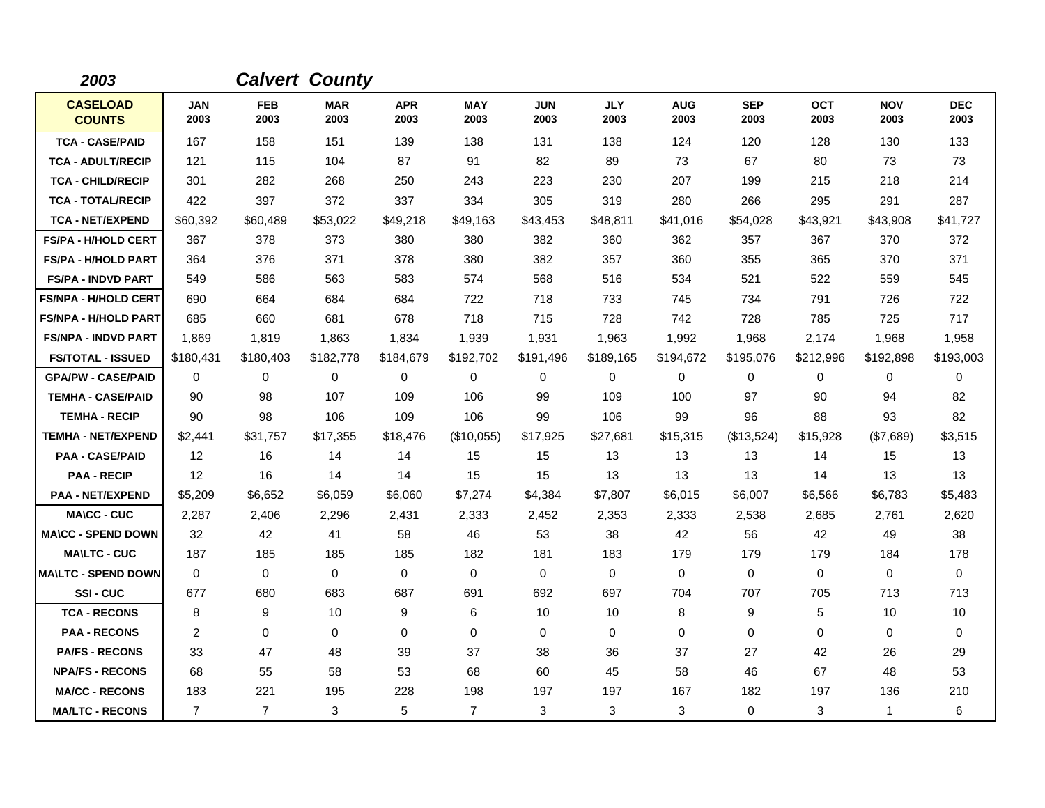**2003** ***Calvert County***

| CASELOAD COUNTS | JAN 2003 | FEB 2003 | MAR 2003 | APR 2003 | MAY 2003 | JUN 2003 | JLY 2003 | AUG 2003 | SEP 2003 | OCT 2003 | NOV 2003 | DEC 2003 |
|---|---|---|---|---|---|---|---|---|---|---|---|---|
| TCA - CASE/PAID | 167 | 158 | 151 | 139 | 138 | 131 | 138 | 124 | 120 | 128 | 130 | 133 |
| TCA - ADULT/RECIP | 121 | 115 | 104 | 87 | 91 | 82 | 89 | 73 | 67 | 80 | 73 | 73 |
| TCA - CHILD/RECIP | 301 | 282 | 268 | 250 | 243 | 223 | 230 | 207 | 199 | 215 | 218 | 214 |
| TCA - TOTAL/RECIP | 422 | 397 | 372 | 337 | 334 | 305 | 319 | 280 | 266 | 295 | 291 | 287 |
| TCA - NET/EXPEND | $60,392 | $60,489 | $53,022 | $49,218 | $49,163 | $43,453 | $48,811 | $41,016 | $54,028 | $43,921 | $43,908 | $41,727 |
| FS/PA - H/HOLD CERT | 367 | 378 | 373 | 380 | 380 | 382 | 360 | 362 | 357 | 367 | 370 | 372 |
| FS/PA - H/HOLD PART | 364 | 376 | 371 | 378 | 380 | 382 | 357 | 360 | 355 | 365 | 370 | 371 |
| FS/PA - INDVD PART | 549 | 586 | 563 | 583 | 574 | 568 | 516 | 534 | 521 | 522 | 559 | 545 |
| FS/NPA - H/HOLD CERT | 690 | 664 | 684 | 684 | 722 | 718 | 733 | 745 | 734 | 791 | 726 | 722 |
| FS/NPA - H/HOLD PART | 685 | 660 | 681 | 678 | 718 | 715 | 728 | 742 | 728 | 785 | 725 | 717 |
| FS/NPA - INDVD PART | 1,869 | 1,819 | 1,863 | 1,834 | 1,939 | 1,931 | 1,963 | 1,992 | 1,968 | 2,174 | 1,968 | 1,958 |
| FS/TOTAL - ISSUED | $180,431 | $180,403 | $182,778 | $184,679 | $192,702 | $191,496 | $189,165 | $194,672 | $195,076 | $212,996 | $192,898 | $193,003 |
| GPA/PW - CASE/PAID | 0 | 0 | 0 | 0 | 0 | 0 | 0 | 0 | 0 | 0 | 0 | 0 |
| TEMHA - CASE/PAID | 90 | 98 | 107 | 109 | 106 | 99 | 109 | 100 | 97 | 90 | 94 | 82 |
| TEMHA - RECIP | 90 | 98 | 106 | 109 | 106 | 99 | 106 | 99 | 96 | 88 | 93 | 82 |
| TEMHA - NET/EXPEND | $2,441 | $31,757 | $17,355 | $18,476 | ($10,055) | $17,925 | $27,681 | $15,315 | ($13,524) | $15,928 | ($7,689) | $3,515 |
| PAA - CASE/PAID | 12 | 16 | 14 | 14 | 15 | 15 | 13 | 13 | 13 | 14 | 15 | 13 |
| PAA - RECIP | 12 | 16 | 14 | 14 | 15 | 15 | 13 | 13 | 13 | 14 | 13 | 13 |
| PAA - NET/EXPEND | $5,209 | $6,652 | $6,059 | $6,060 | $7,274 | $4,384 | $7,807 | $6,015 | $6,007 | $6,566 | $6,783 | $5,483 |
| MA\CC - CUC | 2,287 | 2,406 | 2,296 | 2,431 | 2,333 | 2,452 | 2,353 | 2,333 | 2,538 | 2,685 | 2,761 | 2,620 |
| MA\CC - SPEND DOWN | 32 | 42 | 41 | 58 | 46 | 53 | 38 | 42 | 56 | 42 | 49 | 38 |
| MA\LTC - CUC | 187 | 185 | 185 | 185 | 182 | 181 | 183 | 179 | 179 | 179 | 184 | 178 |
| MA\LTC - SPEND DOWN | 0 | 0 | 0 | 0 | 0 | 0 | 0 | 0 | 0 | 0 | 0 | 0 |
| SSI - CUC | 677 | 680 | 683 | 687 | 691 | 692 | 697 | 704 | 707 | 705 | 713 | 713 |
| TCA - RECONS | 8 | 9 | 10 | 9 | 6 | 10 | 10 | 8 | 9 | 5 | 10 | 10 |
| PAA - RECONS | 2 | 0 | 0 | 0 | 0 | 0 | 0 | 0 | 0 | 0 | 0 | 0 |
| PA/FS - RECONS | 33 | 47 | 48 | 39 | 37 | 38 | 36 | 37 | 27 | 42 | 26 | 29 |
| NPA/FS - RECONS | 68 | 55 | 58 | 53 | 68 | 60 | 45 | 58 | 46 | 67 | 48 | 53 |
| MA/CC - RECONS | 183 | 221 | 195 | 228 | 198 | 197 | 197 | 167 | 182 | 197 | 136 | 210 |
| MA/LTC - RECONS | 7 | 7 | 3 | 5 | 7 | 3 | 3 | 3 | 0 | 3 | 1 | 6 |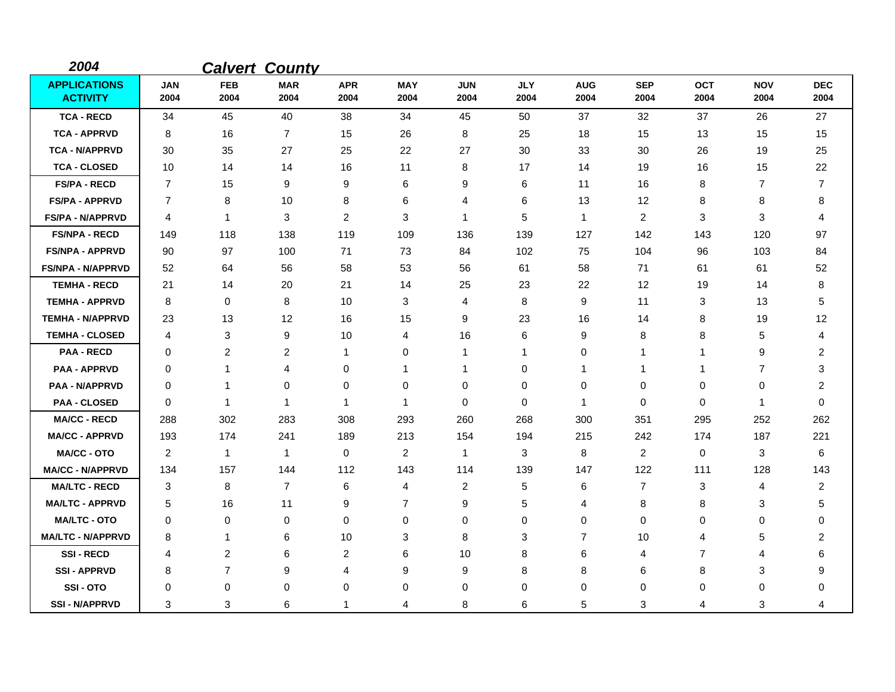***2004*** ***Calvert County***

| APPLICATIONS ACTIVITY | JAN 2004 | FEB 2004 | MAR 2004 | APR 2004 | MAY 2004 | JUN 2004 | JLY 2004 | AUG 2004 | SEP 2004 | OCT 2004 | NOV 2004 | DEC 2004 |
|---|---|---|---|---|---|---|---|---|---|---|---|---|
| TCA - RECD | 34 | 45 | 40 | 38 | 34 | 45 | 50 | 37 | 32 | 37 | 26 | 27 |
| TCA - APPRVD | 8 | 16 | 7 | 15 | 26 | 8 | 25 | 18 | 15 | 13 | 15 | 15 |
| TCA - N/APPRVD | 30 | 35 | 27 | 25 | 22 | 27 | 30 | 33 | 30 | 26 | 19 | 25 |
| TCA - CLOSED | 10 | 14 | 14 | 16 | 11 | 8 | 17 | 14 | 19 | 16 | 15 | 22 |
| FS/PA - RECD | 7 | 15 | 9 | 9 | 6 | 9 | 6 | 11 | 16 | 8 | 7 | 7 |
| FS/PA - APPRVD | 7 | 8 | 10 | 8 | 6 | 4 | 6 | 13 | 12 | 8 | 8 | 8 |
| FS/PA - N/APPRVD | 4 | 1 | 3 | 2 | 3 | 1 | 5 | 1 | 2 | 3 | 3 | 4 |
| FS/NPA - RECD | 149 | 118 | 138 | 119 | 109 | 136 | 139 | 127 | 142 | 143 | 120 | 97 |
| FS/NPA - APPRVD | 90 | 97 | 100 | 71 | 73 | 84 | 102 | 75 | 104 | 96 | 103 | 84 |
| FS/NPA - N/APPRVD | 52 | 64 | 56 | 58 | 53 | 56 | 61 | 58 | 71 | 61 | 61 | 52 |
| TEMHA - RECD | 21 | 14 | 20 | 21 | 14 | 25 | 23 | 22 | 12 | 19 | 14 | 8 |
| TEMHA - APPRVD | 8 | 0 | 8 | 10 | 3 | 4 | 8 | 9 | 11 | 3 | 13 | 5 |
| TEMHA - N/APPRVD | 23 | 13 | 12 | 16 | 15 | 9 | 23 | 16 | 14 | 8 | 19 | 12 |
| TEMHA - CLOSED | 4 | 3 | 9 | 10 | 4 | 16 | 6 | 9 | 8 | 8 | 5 | 4 |
| PAA - RECD | 0 | 2 | 2 | 1 | 0 | 1 | 1 | 0 | 1 | 1 | 9 | 2 |
| PAA - APPRVD | 0 | 1 | 4 | 0 | 1 | 1 | 0 | 1 | 1 | 1 | 7 | 3 |
| PAA - N/APPRVD | 0 | 1 | 0 | 0 | 0 | 0 | 0 | 0 | 0 | 0 | 0 | 2 |
| PAA - CLOSED | 0 | 1 | 1 | 1 | 1 | 0 | 0 | 1 | 0 | 0 | 1 | 0 |
| MA/CC - RECD | 288 | 302 | 283 | 308 | 293 | 260 | 268 | 300 | 351 | 295 | 252 | 262 |
| MA/CC - APPRVD | 193 | 174 | 241 | 189 | 213 | 154 | 194 | 215 | 242 | 174 | 187 | 221 |
| MA/CC - OTO | 2 | 1 | 1 | 0 | 2 | 1 | 3 | 8 | 2 | 0 | 3 | 6 |
| MA/CC - N/APPRVD | 134 | 157 | 144 | 112 | 143 | 114 | 139 | 147 | 122 | 111 | 128 | 143 |
| MA/LTC - RECD | 3 | 8 | 7 | 6 | 4 | 2 | 5 | 6 | 7 | 3 | 4 | 2 |
| MA/LTC - APPRVD | 5 | 16 | 11 | 9 | 7 | 9 | 5 | 4 | 8 | 8 | 3 | 5 |
| MA/LTC - OTO | 0 | 0 | 0 | 0 | 0 | 0 | 0 | 0 | 0 | 0 | 0 | 0 |
| MA/LTC - N/APPRVD | 8 | 1 | 6 | 10 | 3 | 8 | 3 | 7 | 10 | 4 | 5 | 2 |
| SSI - RECD | 4 | 2 | 6 | 2 | 6 | 10 | 8 | 6 | 4 | 7 | 4 | 6 |
| SSI - APPRVD | 8 | 7 | 9 | 4 | 9 | 9 | 8 | 8 | 6 | 8 | 3 | 9 |
| SSI - OTO | 0 | 0 | 0 | 0 | 0 | 0 | 0 | 0 | 0 | 0 | 0 | 0 |
| SSI - N/APPRVD | 3 | 3 | 6 | 1 | 4 | 8 | 6 | 5 | 3 | 4 | 3 | 4 |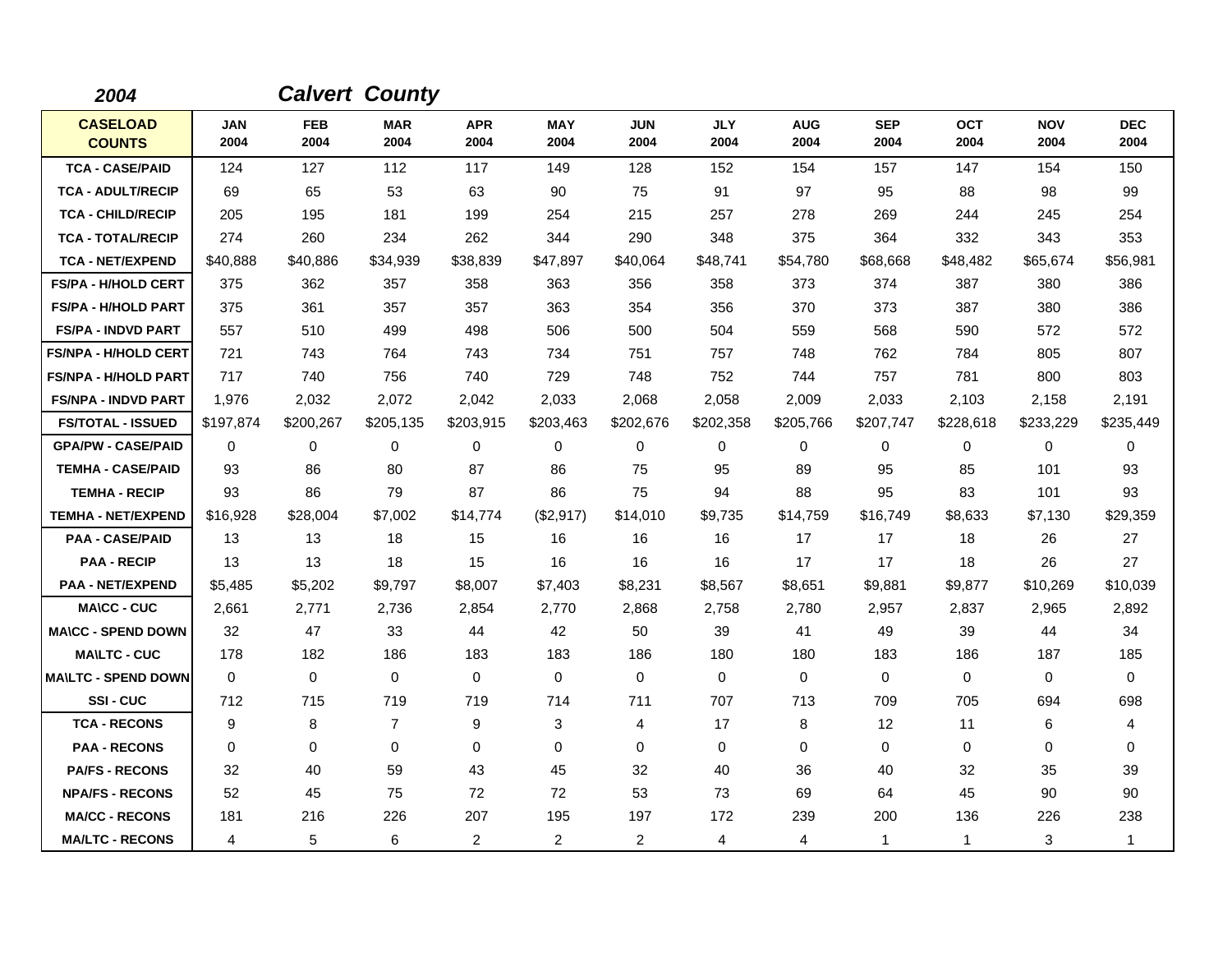**2004** **Calvert County**

| CASELOAD COUNTS | JAN 2004 | FEB 2004 | MAR 2004 | APR 2004 | MAY 2004 | JUN 2004 | JLY 2004 | AUG 2004 | SEP 2004 | OCT 2004 | NOV 2004 | DEC 2004 |
|---|---|---|---|---|---|---|---|---|---|---|---|---|
| TCA - CASE/PAID | 124 | 127 | 112 | 117 | 149 | 128 | 152 | 154 | 157 | 147 | 154 | 150 |
| TCA - ADULT/RECIP | 69 | 65 | 53 | 63 | 90 | 75 | 91 | 97 | 95 | 88 | 98 | 99 |
| TCA - CHILD/RECIP | 205 | 195 | 181 | 199 | 254 | 215 | 257 | 278 | 269 | 244 | 245 | 254 |
| TCA - TOTAL/RECIP | 274 | 260 | 234 | 262 | 344 | 290 | 348 | 375 | 364 | 332 | 343 | 353 |
| TCA - NET/EXPEND | $40,888 | $40,886 | $34,939 | $38,839 | $47,897 | $40,064 | $48,741 | $54,780 | $68,668 | $48,482 | $65,674 | $56,981 |
| FS/PA - H/HOLD CERT | 375 | 362 | 357 | 358 | 363 | 356 | 358 | 373 | 374 | 387 | 380 | 386 |
| FS/PA - H/HOLD PART | 375 | 361 | 357 | 357 | 363 | 354 | 356 | 370 | 373 | 387 | 380 | 386 |
| FS/PA - INDVD PART | 557 | 510 | 499 | 498 | 506 | 500 | 504 | 559 | 568 | 590 | 572 | 572 |
| FS/NPA - H/HOLD CERT | 721 | 743 | 764 | 743 | 734 | 751 | 757 | 748 | 762 | 784 | 805 | 807 |
| FS/NPA - H/HOLD PART | 717 | 740 | 756 | 740 | 729 | 748 | 752 | 744 | 757 | 781 | 800 | 803 |
| FS/NPA - INDVD PART | 1,976 | 2,032 | 2,072 | 2,042 | 2,033 | 2,068 | 2,058 | 2,009 | 2,033 | 2,103 | 2,158 | 2,191 |
| FS/TOTAL - ISSUED | $197,874 | $200,267 | $205,135 | $203,915 | $203,463 | $202,676 | $202,358 | $205,766 | $207,747 | $228,618 | $233,229 | $235,449 |
| GPA/PW - CASE/PAID | 0 | 0 | 0 | 0 | 0 | 0 | 0 | 0 | 0 | 0 | 0 | 0 |
| TEMHA - CASE/PAID | 93 | 86 | 80 | 87 | 86 | 75 | 95 | 89 | 95 | 85 | 101 | 93 |
| TEMHA - RECIP | 93 | 86 | 79 | 87 | 86 | 75 | 94 | 88 | 95 | 83 | 101 | 93 |
| TEMHA - NET/EXPEND | $16,928 | $28,004 | $7,002 | $14,774 | ($2,917) | $14,010 | $9,735 | $14,759 | $16,749 | $8,633 | $7,130 | $29,359 |
| PAA - CASE/PAID | 13 | 13 | 18 | 15 | 16 | 16 | 16 | 17 | 17 | 18 | 26 | 27 |
| PAA - RECIP | 13 | 13 | 18 | 15 | 16 | 16 | 16 | 17 | 17 | 18 | 26 | 27 |
| PAA - NET/EXPEND | $5,485 | $5,202 | $9,797 | $8,007 | $7,403 | $8,231 | $8,567 | $8,651 | $9,881 | $9,877 | $10,269 | $10,039 |
| MA\CC - CUC | 2,661 | 2,771 | 2,736 | 2,854 | 2,770 | 2,868 | 2,758 | 2,780 | 2,957 | 2,837 | 2,965 | 2,892 |
| MA\CC - SPEND DOWN | 32 | 47 | 33 | 44 | 42 | 50 | 39 | 41 | 49 | 39 | 44 | 34 |
| MA\LTC - CUC | 178 | 182 | 186 | 183 | 183 | 186 | 180 | 180 | 183 | 186 | 187 | 185 |
| MA\LTC - SPEND DOWN | 0 | 0 | 0 | 0 | 0 | 0 | 0 | 0 | 0 | 0 | 0 | 0 |
| SSI - CUC | 712 | 715 | 719 | 719 | 714 | 711 | 707 | 713 | 709 | 705 | 694 | 698 |
| TCA - RECONS | 9 | 8 | 7 | 9 | 3 | 4 | 17 | 8 | 12 | 11 | 6 | 4 |
| PAA - RECONS | 0 | 0 | 0 | 0 | 0 | 0 | 0 | 0 | 0 | 0 | 0 | 0 |
| PA/FS - RECONS | 32 | 40 | 59 | 43 | 45 | 32 | 40 | 36 | 40 | 32 | 35 | 39 |
| NPA/FS - RECONS | 52 | 45 | 75 | 72 | 72 | 53 | 73 | 69 | 64 | 45 | 90 | 90 |
| MA/CC - RECONS | 181 | 216 | 226 | 207 | 195 | 197 | 172 | 239 | 200 | 136 | 226 | 238 |
| MA/LTC - RECONS | 4 | 5 | 6 | 2 | 2 | 2 | 4 | 4 | 1 | 1 | 3 | 1 |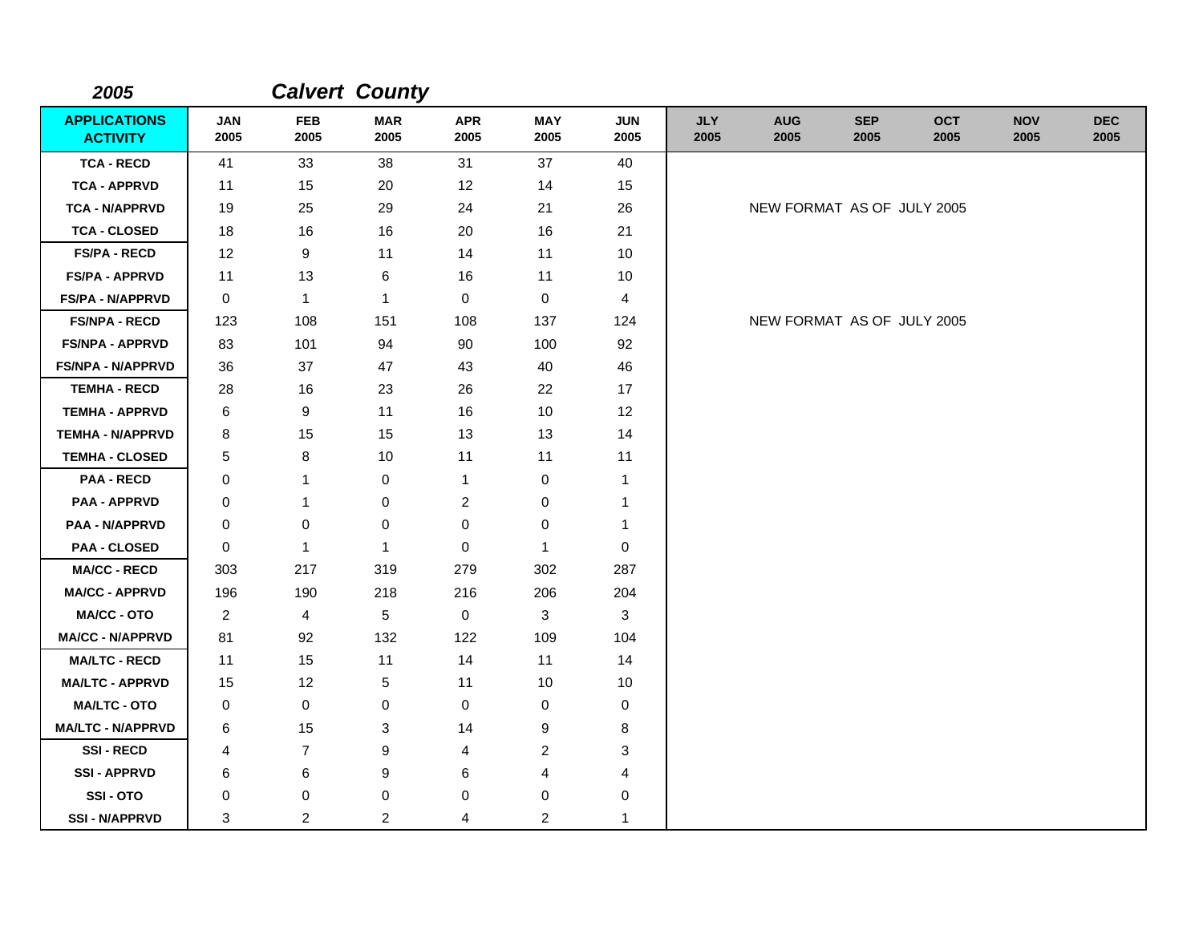***2005*** ***Calvert County***

| APPLICATIONS ACTIVITY | JAN 2005 | FEB 2005 | MAR 2005 | APR 2005 | MAY 2005 | JUN 2005 | JLY 2005 | AUG 2005 | SEP 2005 | OCT 2005 | NOV 2005 | DEC 2005 |
|---|---|---|---|---|---|---|---|---|---|---|---|---|
| TCA - RECD | 41 | 33 | 38 | 31 | 37 | 40 | | | | | | |
| TCA - APPRVD | 11 | 15 | 20 | 12 | 14 | 15 | | | | | | |
| TCA - N/APPRVD | 19 | 25 | 29 | 24 | 21 | 26 | | NEW FORMAT AS OF JULY 2005 | | | | |
| TCA - CLOSED | 18 | 16 | 16 | 20 | 16 | 21 | | | | | | |
| FS/PA - RECD | 12 | 9 | 11 | 14 | 11 | 10 | | | | | | |
| FS/PA - APPRVD | 11 | 13 | 6 | 16 | 11 | 10 | | | | | | |
| FS/PA - N/APPRVD | 0 | 1 | 1 | 0 | 0 | 4 | | | | | | |
| FS/NPA - RECD | 123 | 108 | 151 | 108 | 137 | 124 | | NEW FORMAT AS OF JULY 2005 | | | | |
| FS/NPA - APPRVD | 83 | 101 | 94 | 90 | 100 | 92 | | | | | | |
| FS/NPA - N/APPRVD | 36 | 37 | 47 | 43 | 40 | 46 | | | | | | |
| TEMHA - RECD | 28 | 16 | 23 | 26 | 22 | 17 | | | | | | |
| TEMHA - APPRVD | 6 | 9 | 11 | 16 | 10 | 12 | | | | | | |
| TEMHA - N/APPRVD | 8 | 15 | 15 | 13 | 13 | 14 | | | | | | |
| TEMHA - CLOSED | 5 | 8 | 10 | 11 | 11 | 11 | | | | | | |
| PAA - RECD | 0 | 1 | 0 | 1 | 0 | 1 | | | | | | |
| PAA - APPRVD | 0 | 1 | 0 | 2 | 0 | 1 | | | | | | |
| PAA - N/APPRVD | 0 | 0 | 0 | 0 | 0 | 1 | | | | | | |
| PAA - CLOSED | 0 | 1 | 1 | 0 | 1 | 0 | | | | | | |
| MA/CC - RECD | 303 | 217 | 319 | 279 | 302 | 287 | | | | | | |
| MA/CC - APPRVD | 196 | 190 | 218 | 216 | 206 | 204 | | | | | | |
| MA/CC - OTO | 2 | 4 | 5 | 0 | 3 | 3 | | | | | | |
| MA/CC - N/APPRVD | 81 | 92 | 132 | 122 | 109 | 104 | | | | | | |
| MA/LTC - RECD | 11 | 15 | 11 | 14 | 11 | 14 | | | | | | |
| MA/LTC - APPRVD | 15 | 12 | 5 | 11 | 10 | 10 | | | | | | |
| MA/LTC - OTO | 0 | 0 | 0 | 0 | 0 | 0 | | | | | | |
| MA/LTC - N/APPRVD | 6 | 15 | 3 | 14 | 9 | 8 | | | | | | |
| SSI - RECD | 4 | 7 | 9 | 4 | 2 | 3 | | | | | | |
| SSI - APPRVD | 6 | 6 | 9 | 6 | 4 | 4 | | | | | | |
| SSI - OTO | 0 | 0 | 0 | 0 | 0 | 0 | | | | | | |
| SSI - N/APPRVD | 3 | 2 | 2 | 4 | 2 | 1 | | | | | | |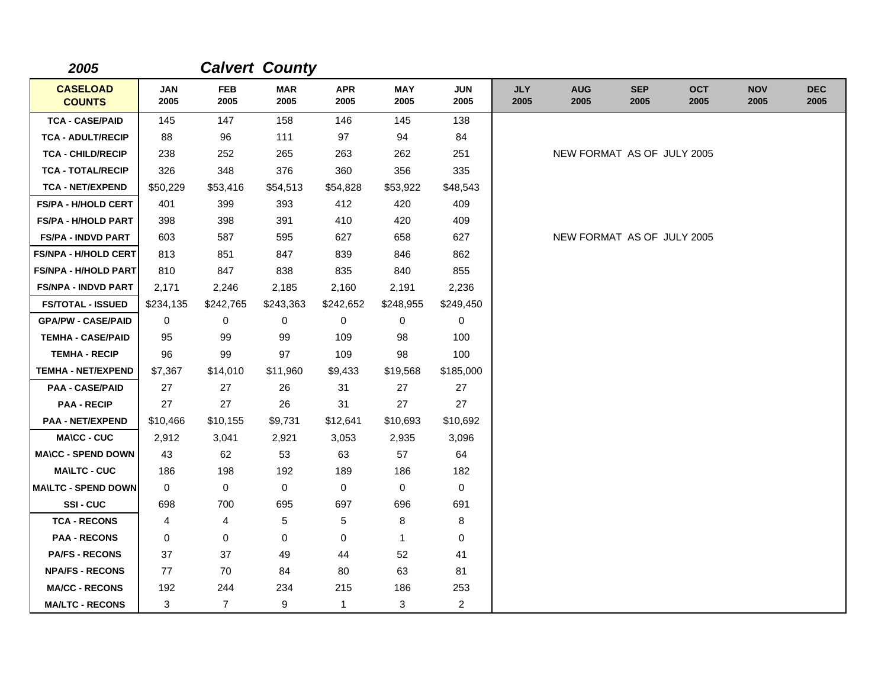**2005** **Calvert County**

| CASELOAD COUNTS | JAN 2005 | FEB 2005 | MAR 2005 | APR 2005 | MAY 2005 | JUN 2005 | JLY 2005 | AUG 2005 | SEP 2005 | OCT 2005 | NOV 2005 | DEC 2005 |
|---|---|---|---|---|---|---|---|---|---|---|---|---|
| TCA - CASE/PAID | 145 | 147 | 158 | 146 | 145 | 138 | | | | | | |
| TCA - ADULT/RECIP | 88 | 96 | 111 | 97 | 94 | 84 | | | | | | |
| TCA - CHILD/RECIP | 238 | 252 | 265 | 263 | 262 | 251 | | NEW FORMAT AS OF JULY 2005 | | | | |
| TCA - TOTAL/RECIP | 326 | 348 | 376 | 360 | 356 | 335 | | | | | | |
| TCA - NET/EXPEND | $50,229 | $53,416 | $54,513 | $54,828 | $53,922 | $48,543 | | | | | | |
| FS/PA - H/HOLD CERT | 401 | 399 | 393 | 412 | 420 | 409 | | | | | | |
| FS/PA - H/HOLD PART | 398 | 398 | 391 | 410 | 420 | 409 | | | | | | |
| FS/PA - INDVD PART | 603 | 587 | 595 | 627 | 658 | 627 | | NEW FORMAT AS OF JULY 2005 | | | | |
| FS/NPA - H/HOLD CERT | 813 | 851 | 847 | 839 | 846 | 862 | | | | | | |
| FS/NPA - H/HOLD PART | 810 | 847 | 838 | 835 | 840 | 855 | | | | | | |
| FS/NPA - INDVD PART | 2,171 | 2,246 | 2,185 | 2,160 | 2,191 | 2,236 | | | | | | |
| FS/TOTAL - ISSUED | $234,135 | $242,765 | $243,363 | $242,652 | $248,955 | $249,450 | | | | | | |
| GPA/PW - CASE/PAID | 0 | 0 | 0 | 0 | 0 | 0 | | | | | | |
| TEMHA - CASE/PAID | 95 | 99 | 99 | 109 | 98 | 100 | | | | | | |
| TEMHA - RECIP | 96 | 99 | 97 | 109 | 98 | 100 | | | | | | |
| TEMHA - NET/EXPEND | $7,367 | $14,010 | $11,960 | $9,433 | $19,568 | $185,000 | | | | | | |
| PAA - CASE/PAID | 27 | 27 | 26 | 31 | 27 | 27 | | | | | | |
| PAA - RECIP | 27 | 27 | 26 | 31 | 27 | 27 | | | | | | |
| PAA - NET/EXPEND | $10,466 | $10,155 | $9,731 | $12,641 | $10,693 | $10,692 | | | | | | |
| MA\CC - CUC | 2,912 | 3,041 | 2,921 | 3,053 | 2,935 | 3,096 | | | | | | |
| MA\CC - SPEND DOWN | 43 | 62 | 53 | 63 | 57 | 64 | | | | | | |
| MA\LTC - CUC | 186 | 198 | 192 | 189 | 186 | 182 | | | | | | |
| MA\LTC - SPEND DOWN | 0 | 0 | 0 | 0 | 0 | 0 | | | | | | |
| SSI - CUC | 698 | 700 | 695 | 697 | 696 | 691 | | | | | | |
| TCA - RECONS | 4 | 4 | 5 | 5 | 8 | 8 | | | | | | |
| PAA - RECONS | 0 | 0 | 0 | 0 | 1 | 0 | | | | | | |
| PA/FS - RECONS | 37 | 37 | 49 | 44 | 52 | 41 | | | | | | |
| NPA/FS - RECONS | 77 | 70 | 84 | 80 | 63 | 81 | | | | | | |
| MA/CC - RECONS | 192 | 244 | 234 | 215 | 186 | 253 | | | | | | |
| MA/LTC - RECONS | 3 | 7 | 9 | 1 | 3 | 2 | | | | | | |